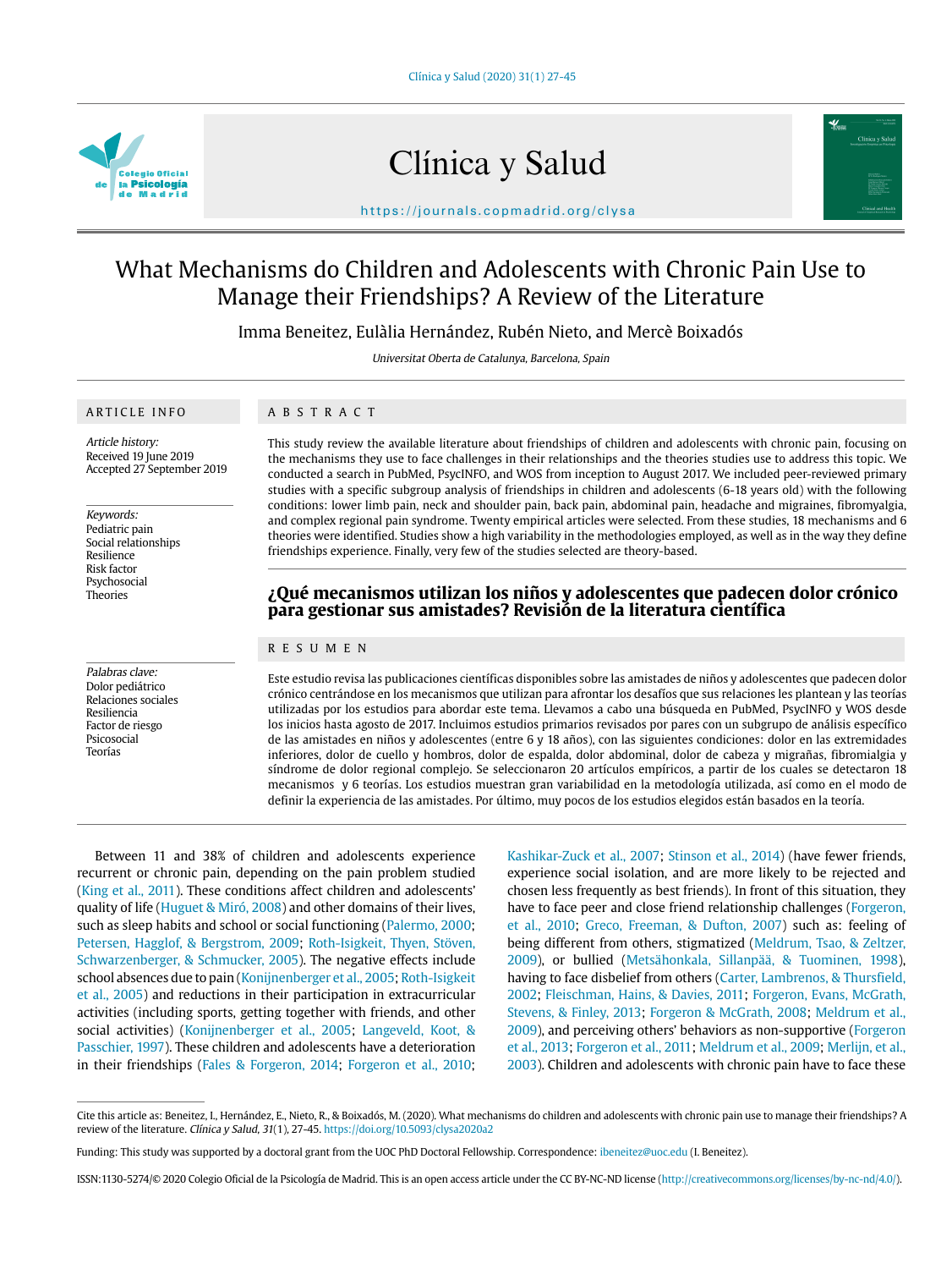# What Mechanisms do Children and Adolescents with Chronic Pain Use to Manage their Friendships? A Review of the Literature

Imma Beneitez, Eulàlia Hernández, Rubén Nieto, and Mercè Boixadós

*Universitat Oberta de Catalunya, Barcelona, Spain*

## ARTICLE INFO

*Article history:*
Received 19 June 2019
Accepted 27 September 2019

*Keywords:*
Pediatric pain
Social relationships
Resilience
Risk factor
Psychosocial
Theories

## ABSTRACT

This study review the available literature about friendships of children and adolescents with chronic pain, focusing on the mechanisms they use to face challenges in their relationships and the theories studies use to address this topic. We conducted a search in PubMed, PsycINFO, and WOS from inception to August 2017. We included peer-reviewed primary studies with a specific subgroup analysis of friendships in children and adolescents (6-18 years old) with the following conditions: lower limb pain, neck and shoulder pain, back pain, abdominal pain, headache and migraines, fibromyalgia, and complex regional pain syndrome. Twenty empirical articles were selected. From these studies, 18 mechanisms and 6 theories were identified. Studies show a high variability in the methodologies employed, as well as in the way they define friendships experience. Finally, very few of the studies selected are theory-based.

## ¿Qué mecanismos utilizan los niños y adolescentes que padecen dolor crónico para gestionar sus amistades? Revisión de la literatura científica

*Palabras clave:*
Dolor pediátrico
Relaciones sociales
Resiliencia
Factor de riesgo
Psicosocial
Teorías

## RESUMEN

Este estudio revisa las publicaciones científicas disponibles sobre las amistades de niños y adolescentes que padecen dolor crónico centrándose en los mecanismos que utilizan para afrontar los desafíos que sus relaciones les plantean y las teorías utilizadas por los estudios para abordar este tema. Llevamos a cabo una búsqueda en PubMed, PsycINFO y WOS desde los inicios hasta agosto de 2017. Incluimos estudios primarios revisados por pares con un subgrupo de análisis específico de las amistades en niños y adolescentes (entre 6 y 18 años), con las siguientes condiciones: dolor en las extremidades inferiores, dolor de cuello y hombros, dolor de espalda, dolor abdominal, dolor de cabeza y migrañas, fibromialgia y síndrome de dolor regional complejo. Se seleccionaron 20 artículos empíricos, a partir de los cuales se detectaron 18 mecanismos y 6 teorías. Los estudios muestran gran variabilidad en la metodología utilizada, así como en el modo de definir la experiencia de las amistades. Por último, muy pocos de los estudios elegidos están basados en la teoría.

Between 11 and 38% of children and adolescents experience recurrent or chronic pain, depending on the pain problem studied (King et al., 2011). These conditions affect children and adolescents' quality of life (Huguet & Miró, 2008) and other domains of their lives, such as sleep habits and school or social functioning (Palermo, 2000; Petersen, Hagglof, & Bergstrom, 2009; Roth-Isigkeit, Thyen, Stöven, Schwarzenberger, & Schmucker, 2005). The negative effects include school absences due to pain (Konijnenberger et al., 2005; Roth-Isigkeit et al., 2005) and reductions in their participation in extracurricular activities (including sports, getting together with friends, and other social activities) (Konijnenberger et al., 2005; Langeveld, Koot, & Passchier, 1997). These children and adolescents have a deterioration in their friendships (Fales & Forgeron, 2014; Forgeron et al., 2010; Kashikar-Zuck et al., 2007; Stinson et al., 2014) (have fewer friends, experience social isolation, and are more likely to be rejected and chosen less frequently as best friends). In front of this situation, they have to face peer and close friend relationship challenges (Forgeron, et al., 2010; Greco, Freeman, & Dufton, 2007) such as: feeling of being different from others, stigmatized (Meldrum, Tsao, & Zeltzer, 2009), or bullied (Metsähonkala, Sillanpää, & Tuominen, 1998), having to face disbelief from others (Carter, Lambrenos, & Thursfield, 2002; Fleischman, Hains, & Davies, 2011; Forgeron, Evans, McGrath, Stevens, & Finley, 2013; Forgeron & McGrath, 2008; Meldrum et al., 2009), and perceiving others' behaviors as non-supportive (Forgeron et al., 2013; Forgeron et al., 2011; Meldrum et al., 2009; Merlijn, et al., 2003). Children and adolescents with chronic pain have to face these

Cite this article as: Beneitez, I., Hernández, E., Nieto, R., & Boixadós, M. (2020). What mechanisms do children and adolescents with chronic pain use to manage their friendships? A review of the literature. *Clínica y Salud*, *31*(1), 27-45. https://doi.org/10.5093/clysa2020a2

Funding: This study was supported by a doctoral grant from the UOC PhD Doctoral Fellowship. Correspondence: ibeneitez@uoc.edu (I. Beneitez).

ISSN:1130-5274/© 2020 Colegio Oficial de la Psicología de Madrid. This is an open access article under the CC BY-NC-ND license (http://creativecommons.org/licenses/by-nc-nd/4.0/).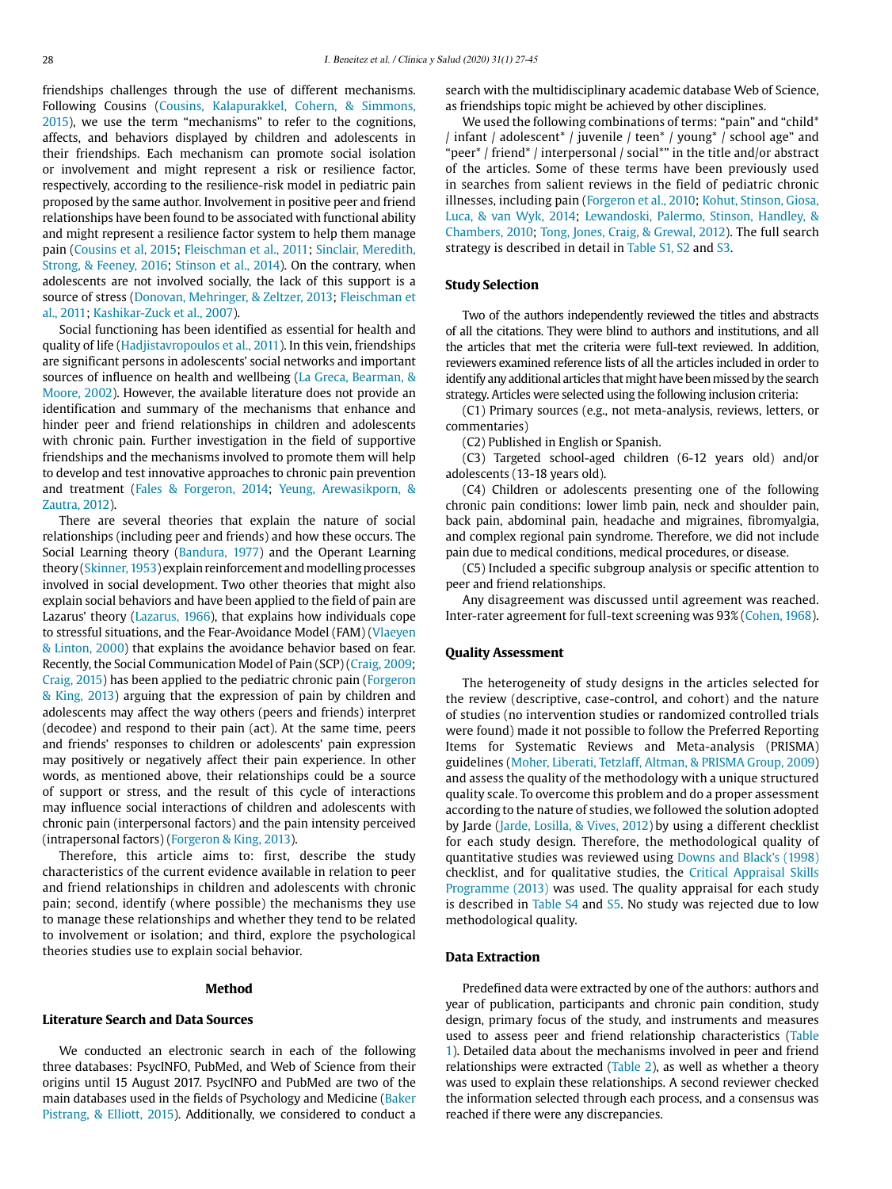friendships challenges through the use of different mechanisms. Following Cousins (Cousins, Kalapurakkel, Cohern, & Simmons, 2015), we use the term "mechanisms" to refer to the cognitions, affects, and behaviors displayed by children and adolescents in their friendships. Each mechanism can promote social isolation or involvement and might represent a risk or resilience factor, respectively, according to the resilience-risk model in pediatric pain proposed by the same author. Involvement in positive peer and friend relationships have been found to be associated with functional ability and might represent a resilience factor system to help them manage pain (Cousins et al, 2015; Fleischman et al., 2011; Sinclair, Meredith, Strong, & Feeney, 2016; Stinson et al., 2014). On the contrary, when adolescents are not involved socially, the lack of this support is a source of stress (Donovan, Mehringer, & Zeltzer, 2013; Fleischman et al., 2011; Kashikar-Zuck et al., 2007).

Social functioning has been identified as essential for health and quality of life (Hadjistavropoulos et al., 2011). In this vein, friendships are significant persons in adolescents' social networks and important sources of influence on health and wellbeing (La Greca, Bearman, & Moore, 2002). However, the available literature does not provide an identification and summary of the mechanisms that enhance and hinder peer and friend relationships in children and adolescents with chronic pain. Further investigation in the field of supportive friendships and the mechanisms involved to promote them will help to develop and test innovative approaches to chronic pain prevention and treatment (Fales & Forgeron, 2014; Yeung, Arewasikporn, & Zautra, 2012).

There are several theories that explain the nature of social relationships (including peer and friends) and how these occurs. The Social Learning theory (Bandura, 1977) and the Operant Learning theory (Skinner, 1953) explain reinforcement and modelling processes involved in social development. Two other theories that might also explain social behaviors and have been applied to the field of pain are Lazarus' theory (Lazarus, 1966), that explains how individuals cope to stressful situations, and the Fear-Avoidance Model (FAM) (Vlaeyen & Linton, 2000) that explains the avoidance behavior based on fear. Recently, the Social Communication Model of Pain (SCP) (Craig, 2009; Craig, 2015) has been applied to the pediatric chronic pain (Forgeron & King, 2013) arguing that the expression of pain by children and adolescents may affect the way others (peers and friends) interpret (decodee) and respond to their pain (act). At the same time, peers and friends' responses to children or adolescents' pain expression may positively or negatively affect their pain experience. In other words, as mentioned above, their relationships could be a source of support or stress, and the result of this cycle of interactions may influence social interactions of children and adolescents with chronic pain (interpersonal factors) and the pain intensity perceived (intrapersonal factors) (Forgeron & King, 2013).

Therefore, this article aims to: first, describe the study characteristics of the current evidence available in relation to peer and friend relationships in children and adolescents with chronic pain; second, identify (where possible) the mechanisms they use to manage these relationships and whether they tend to be related to involvement or isolation; and third, explore the psychological theories studies use to explain social behavior.

## Method

### Literature Search and Data Sources

We conducted an electronic search in each of the following three databases: PsycINFO, PubMed, and Web of Science from their origins until 15 August 2017. PsycINFO and PubMed are two of the main databases used in the fields of Psychology and Medicine (Baker Pistrang, & Elliott, 2015). Additionally, we considered to conduct a search with the multidisciplinary academic database Web of Science, as friendships topic might be achieved by other disciplines.

We used the following combinations of terms: "pain" and "child* / infant / adolescent* / juvenile / teen* / young* / school age" and "peer* / friend* / interpersonal / social*" in the title and/or abstract of the articles. Some of these terms have been previously used in searches from salient reviews in the field of pediatric chronic illnesses, including pain (Forgeron et al., 2010; Kohut, Stinson, Giosa, Luca, & van Wyk, 2014; Lewandoski, Palermo, Stinson, Handley, & Chambers, 2010; Tong, Jones, Craig, & Grewal, 2012). The full search strategy is described in detail in Table S1, S2 and S3.

### Study Selection

Two of the authors independently reviewed the titles and abstracts of all the citations. They were blind to authors and institutions, and all the articles that met the criteria were full-text reviewed. In addition, reviewers examined reference lists of all the articles included in order to identify any additional articles that might have been missed by the search strategy. Articles were selected using the following inclusion criteria:

(C1) Primary sources (e.g., not meta-analysis, reviews, letters, or commentaries)

(C2) Published in English or Spanish.

(C3) Targeted school-aged children (6-12 years old) and/or adolescents (13-18 years old).

(C4) Children or adolescents presenting one of the following chronic pain conditions: lower limb pain, neck and shoulder pain, back pain, abdominal pain, headache and migraines, fibromyalgia, and complex regional pain syndrome. Therefore, we did not include pain due to medical conditions, medical procedures, or disease.

(C5) Included a specific subgroup analysis or specific attention to peer and friend relationships.

Any disagreement was discussed until agreement was reached. Inter-rater agreement for full-text screening was 93% (Cohen, 1968).

### Quality Assessment

The heterogeneity of study designs in the articles selected for the review (descriptive, case-control, and cohort) and the nature of studies (no intervention studies or randomized controlled trials were found) made it not possible to follow the Preferred Reporting Items for Systematic Reviews and Meta-analysis (PRISMA) guidelines (Moher, Liberati, Tetzlaff, Altman, & PRISMA Group, 2009) and assess the quality of the methodology with a unique structured quality scale. To overcome this problem and do a proper assessment according to the nature of studies, we followed the solution adopted by Jarde (Jarde, Losilla, & Vives, 2012) by using a different checklist for each study design. Therefore, the methodological quality of quantitative studies was reviewed using Downs and Black's (1998) checklist, and for qualitative studies, the Critical Appraisal Skills Programme (2013) was used. The quality appraisal for each study is described in Table S4 and S5. No study was rejected due to low methodological quality.

### Data Extraction

Predefined data were extracted by one of the authors: authors and year of publication, participants and chronic pain condition, study design, primary focus of the study, and instruments and measures used to assess peer and friend relationship characteristics (Table 1). Detailed data about the mechanisms involved in peer and friend relationships were extracted (Table 2), as well as whether a theory was used to explain these relationships. A second reviewer checked the information selected through each process, and a consensus was reached if there were any discrepancies.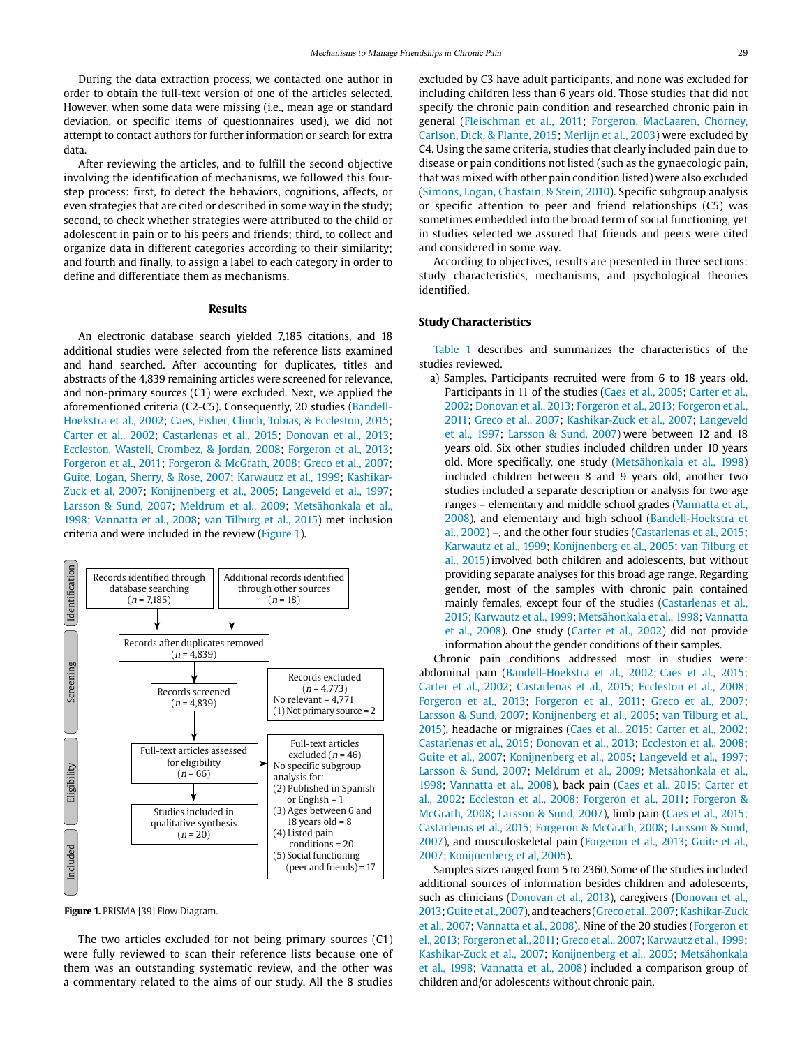During the data extraction process, we contacted one author in order to obtain the full-text version of one of the articles selected. However, when some data were missing (i.e., mean age or standard deviation, or specific items of questionnaires used), we did not attempt to contact authors for further information or search for extra data.

After reviewing the articles, and to fulfill the second objective involving the identification of mechanisms, we followed this four-step process: first, to detect the behaviors, cognitions, affects, or even strategies that are cited or described in some way in the study; second, to check whether strategies were attributed to the child or adolescent in pain or to his peers and friends; third, to collect and organize data in different categories according to their similarity; and fourth and finally, to assign a label to each category in order to define and differentiate them as mechanisms.

## Results

An electronic database search yielded 7,185 citations, and 18 additional studies were selected from the reference lists examined and hand searched. After accounting for duplicates, titles and abstracts of the 4,839 remaining articles were screened for relevance, and non-primary sources (C1) were excluded. Next, we applied the aforementioned criteria (C2-C5). Consequently, 20 studies (Bandell-Hoekstra et al., 2002; Caes, Fisher, Clinch, Tobias, & Eccleston, 2015; Carter et al., 2002; Castarlenas et al., 2015; Donovan et al., 2013; Eccleston, Wastell, Crombez, & Jordan, 2008; Forgeron et al., 2013; Forgeron et al., 2011; Forgeron & McGrath, 2008; Greco et al., 2007; Guite, Logan, Sherry, & Rose, 2007; Karwautz et al., 1999; Kashikar-Zuck et al., 2007; Konijnenberg et al., 2005; Langeveld et al., 1997; Larsson & Sund, 2007; Meldrum et al., 2009; Metsähonkala et al., 1998; Vannatta et al., 2008; van Tilburg et al., 2015) met inclusion criteria and were included in the review (Figure 1).

Identification:
- Records identified through database searching ($n$ = 7,185)
- Additional records identified through other sources ($n$ = 18)

Screening:
- Records after duplicates removed ($n$ = 4,839)
- Records screened ($n$ = 4,839)
- Records excluded ($n$ = 4,773): No relevant = 4,771; (1) Not primary source = 2

Eligibility:
- Full-text articles assessed for eligibility ($n$ = 66)
- Full-text articles excluded ($n$ = 46): No specific subgroup analysis for: (2) Published in Spanish or English = 1; (3) Ages between 6 and 18 years old = 8; (4) Listed pain conditions = 20; (5) Social functioning (peer and friends) = 17

Included:
- Studies included in qualitative synthesis ($n$ = 20)

**Figure 1.** PRISMA [39] Flow Diagram.

The two articles excluded for not being primary sources (C1) were fully reviewed to scan their reference lists because one of them was an outstanding systematic review, and the other was a commentary related to the aims of our study. All the 8 studies excluded by C3 have adult participants, and none was excluded for including children less than 6 years old. Those studies that did not specify the chronic pain condition and researched chronic pain in general (Fleischman et al., 2011; Forgeron, MacLaaren, Chorney, Carlson, Dick, & Plante, 2015; Merlijn et al., 2003) were excluded by C4. Using the same criteria, studies that clearly included pain due to disease or pain conditions not listed (such as the gynaecologic pain, that was mixed with other pain condition listed) were also excluded (Simons, Logan, Chastain, & Stein, 2010). Specific subgroup analysis or specific attention to peer and friend relationships (C5) was sometimes embedded into the broad term of social functioning, yet in studies selected we assured that friends and peers were cited and considered in some way.

According to objectives, results are presented in three sections: study characteristics, mechanisms, and psychological theories identified.

### Study Characteristics

Table 1 describes and summarizes the characteristics of the studies reviewed.

a) Samples. Participants recruited were from 6 to 18 years old. Participants in 11 of the studies (Caes et al., 2005; Carter et al., 2002; Donovan et al., 2013; Forgeron et al., 2013; Forgeron et al., 2011; Greco et al., 2007; Kashikar-Zuck et al., 2007; Langeveld et al., 1997; Larsson & Sund, 2007) were between 12 and 18 years old. Six other studies included children under 10 years old. More specifically, one study (Metsähonkala et al., 1998) included children between 8 and 9 years old, another two studies included a separate description or analysis for two age ranges – elementary and middle school grades (Vannatta et al., 2008), and elementary and high school (Bandell-Hoekstra et al., 2002) –, and the other four studies (Castarlenas et al., 2015; Karwautz et al., 1999; Konijnenberg et al., 2005; van Tilburg et al., 2015) involved both children and adolescents, but without providing separate analyses for this broad age range. Regarding gender, most of the samples with chronic pain contained mainly females, except four of the studies (Castarlenas et al., 2015; Karwautz et al., 1999; Metsähonkala et al., 1998; Vannatta et al., 2008). One study (Carter et al., 2002) did not provide information about the gender conditions of their samples.

Chronic pain conditions addressed most in studies were: abdominal pain (Bandell-Hoekstra et al., 2002; Caes et al., 2015; Carter et al., 2002; Castarlenas et al., 2015; Eccleston et al., 2008; Forgeron et al., 2013; Forgeron et al., 2011; Greco et al., 2007; Larsson & Sund, 2007; Konijnenberg et al., 2005; van Tilburg et al., 2015), headache or migraines (Caes et al., 2015; Carter et al., 2002; Castarlenas et al., 2015; Donovan et al., 2013; Eccleston et al., 2008; Guite et al., 2007; Konijnenberg et al., 2005; Langeveld et al., 1997; Larsson & Sund, 2007; Meldrum et al., 2009; Metsähonkala et al., 1998; Vannatta et al., 2008), back pain (Caes et al., 2015; Carter et al., 2002; Eccleston et al., 2008; Forgeron et al., 2011; Forgeron & McGrath, 2008; Larsson & Sund, 2007), limb pain (Caes et al., 2015; Castarlenas et al., 2015; Forgeron & McGrath, 2008; Larsson & Sund, 2007), and musculoskeletal pain (Forgeron et al., 2013; Guite et al., 2007; Konijnenberg et al, 2005).

Samples sizes ranged from 5 to 2360. Some of the studies included additional sources of information besides children and adolescents, such as clinicians (Donovan et al., 2013), caregivers (Donovan et al., 2013; Guite et al., 2007), and teachers (Greco et al., 2007; Kashikar-Zuck et al., 2007; Vannatta et al., 2008). Nine of the 20 studies (Forgeron et al., 2013; Forgeron et al., 2011; Greco et al., 2007; Karwautz et al., 1999; Kashikar-Zuck et al., 2007; Konijnenberg et al., 2005; Metsähonkala et al., 1998; Vannatta et al., 2008) included a comparison group of children and/or adolescents without chronic pain.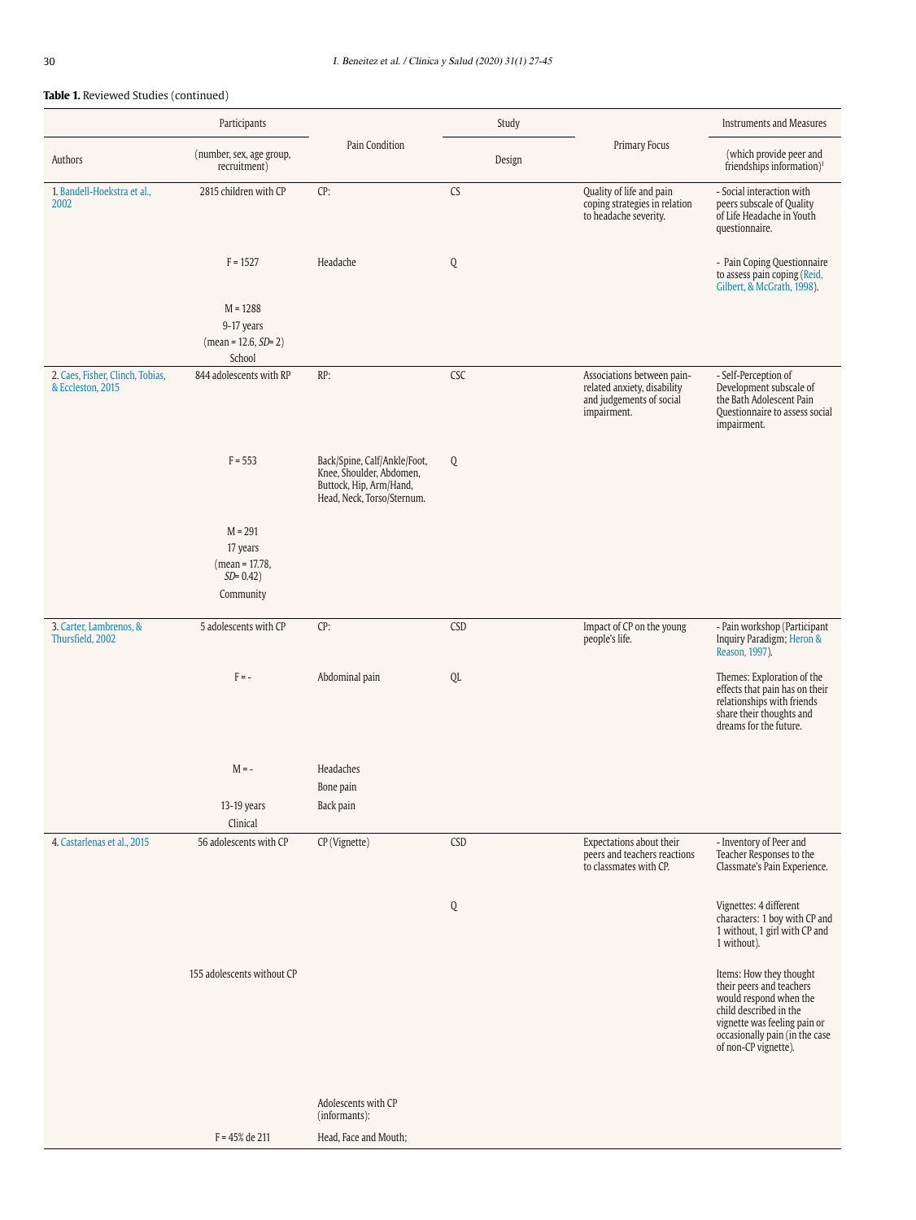**Table 1.** Reviewed Studies (continued)

| Authors | Participants (number, sex, age group, recruitment) | Pain Condition | Study Design | Primary Focus | Instruments and Measures (which provide peer and friendships information)[1] |
|---|---|---|---|---|---|
| 1. Bandell-Hoekstra et al., 2002 | 2815 children with CP | CP: | CS | Quality of life and pain coping strategies in relation to headache severity. | - Social interaction with peers subscale of Quality of Life Headache in Youth questionnaire. |
| | F = 1527 | Headache | Q | | - Pain Coping Questionnaire to assess pain coping (Reid, Gilbert, & McGrath, 1998). |
| | M = 1288 | | | | |
| | 9-17 years | | | | |
| | (mean = 12.6, *SD*= 2) | | | | |
| | School | | | | |
| 2. Caes, Fisher, Clinch, Tobias, & Eccleston, 2015 | 844 adolescents with RP | RP: | CSC | Associations between pain-related anxiety, disability and judgements of social impairment. | - Self-Perception of Development subscale of the Bath Adolescent Pain Questionnaire to assess social impairment. |
| | F = 553 | Back/Spine, Calf/Ankle/Foot, Knee, Shoulder, Abdomen, Buttock, Hip, Arm/Hand, Head, Neck, Torso/Sternum. | Q | | |
| | M = 291 | | | | |
| | 17 years | | | | |
| | (mean = 17.78, *SD*= 0.42) | | | | |
| | Community | | | | |
| 3. Carter, Lambrenos, & Thursfield, 2002 | 5 adolescents with CP | CP: | CSD | Impact of CP on the young people's life. | - Pain workshop (Participant Inquiry Paradigm; Heron & Reason, 1997). |
| | F = - | Abdominal pain | QL | | Themes: Exploration of the effects that pain has on their relationships with friends share their thoughts and dreams for the future. |
| | M = - | Headaches | | | |
| | | Bone pain | | | |
| | 13-19 years | Back pain | | | |
| | Clinical | | | | |
| 4. Castarlenas et al., 2015 | 56 adolescents with CP | CP (Vignette) | CSD | Expectations about their peers and teachers reactions to classmates with CP. | - Inventory of Peer and Teacher Responses to the Classmate's Pain Experience. |
| | | | Q | | Vignettes: 4 different characters: 1 boy with CP and 1 without, 1 girl with CP and 1 without). |
| | 155 adolescents without CP | | | | Items: How they thought their peers and teachers would respond when the child described in the vignette was feeling pain or occasionally pain (in the case of non-CP vignette). |
| | | Adolescents with CP (informants): | | | |
| | F = 45% de 211 | Head, Face and Mouth; | | | |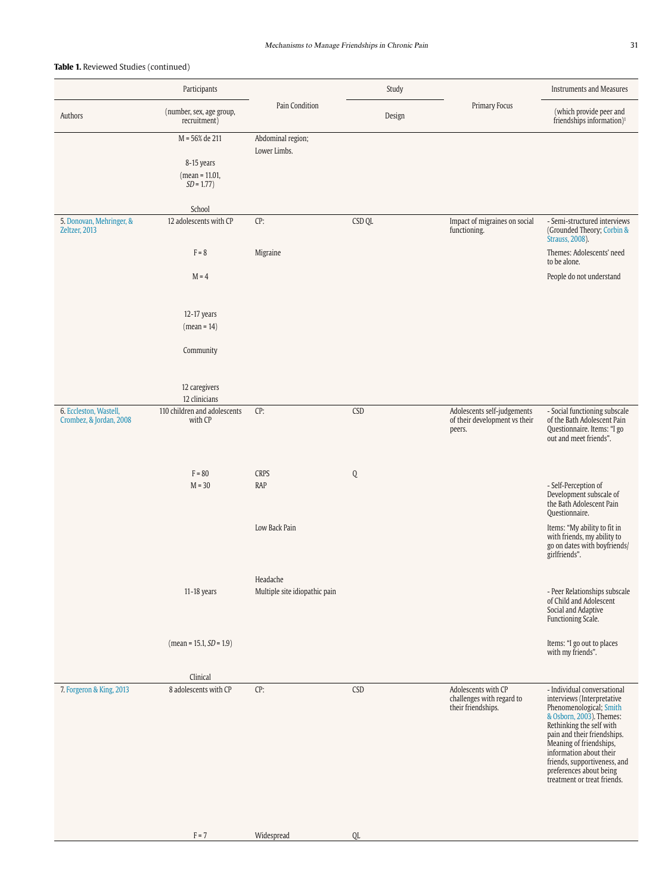**Table 1.** Reviewed Studies (continued)

| Authors | Participants (number, sex, age group, recruitment) | Pain Condition | Study Design | Primary Focus | Instruments and Measures (which provide peer and friendships information)[1] |
|---|---|---|---|---|---|
| | M = 56% de 211<br>8-15 years<br>(mean = 11.01, *SD* = 1.77)<br>School | Abdominal region;<br>Lower Limbs. | | | |
| 5. Donovan, Mehringer, & Zeltzer, 2013 | 12 adolescents with CP<br>F = 8<br>M = 4<br>12-17 years<br>(mean = 14)<br>Community<br>12 caregivers<br>12 clinicians | CP:<br>Migraine | CSD QL | Impact of migraines on social functioning. | - Semi-structured interviews (Grounded Theory; Corbin & Strauss, 2008).<br>Themes: Adolescents' need to be alone.<br>People do not understand |
| 6. Eccleston, Wastell, Crombez, & Jordan, 2008 | 110 children and adolescents with CP<br>F = 80<br>M = 30<br>11-18 years<br>(mean = 15.1, *SD* = 1.9)<br>Clinical | CP:<br>CRPS<br>RAP<br>Low Back Pain<br>Headache<br>Multiple site idiopathic pain | CSD<br>Q | Adolescents self-judgements of their development vs their peers. | - Social functioning subscale of the Bath Adolescent Pain Questionnaire. Items: "I go out and meet friends".<br>- Self-Perception of Development subscale of the Bath Adolescent Pain Questionnaire.<br>Items: "My ability to fit in with friends, my ability to go on dates with boyfriends/girlfriends".<br>- Peer Relationships subscale of Child and Adolescent Social and Adaptive Functioning Scale.<br>Items: "I go out to places with my friends". |
| 7. Forgeron & King, 2013 | 8 adolescents with CP<br>F = 7 | CP:<br>Widespread | CSD<br>QL | Adolescents with CP challenges with regard to their friendships. | - Individual conversational interviews (Interpretative Phenomenological; Smith & Osborn, 2003). Themes: Rethinking the self with pain and their friendships. Meaning of friendships, information about their friends, supportiveness, and preferences about being treatment or treat friends. |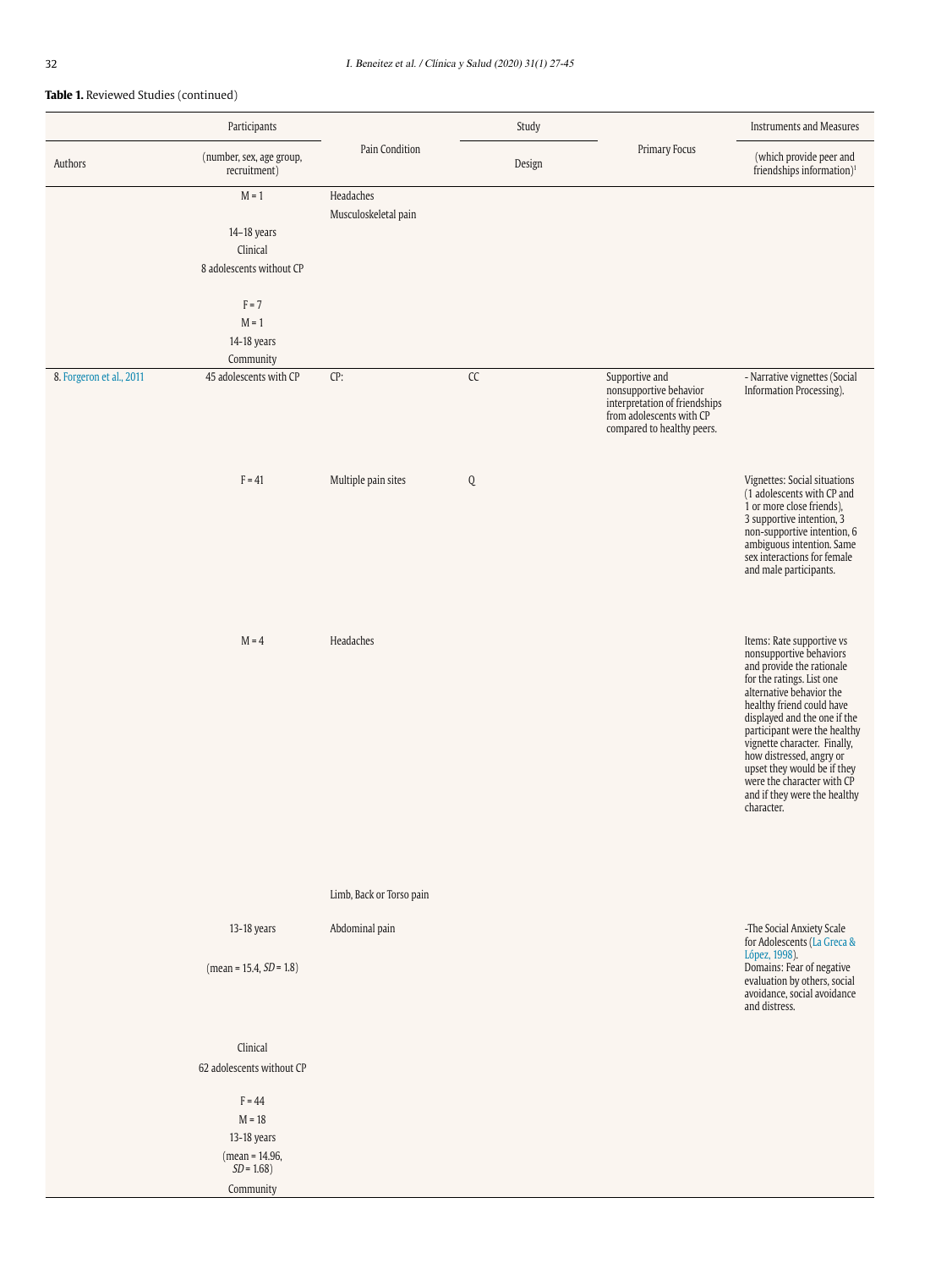**Table 1.** Reviewed Studies (continued)

| Authors | Participants (number, sex, age group, recruitment) | Pain Condition | Study Design | Primary Focus | Instruments and Measures (which provide peer and friendships information)[1] |
|---|---|---|---|---|---|
| | M = 1 | Headaches | | | |
| | | Musculoskeletal pain | | | |
| | 14–18 years | | | | |
| | Clinical | | | | |
| | 8 adolescents without CP | | | | |
| | F = 7 | | | | |
| | M = 1 | | | | |
| | 14-18 years | | | | |
| | Community | | | | |
| 8. Forgeron et al., 2011 | 45 adolescents with CP | CP: | CC | Supportive and nonsupportive behavior interpretation of friendships from adolescents with CP compared to healthy peers. | - Narrative vignettes (Social Information Processing). |
| | F = 41 | Multiple pain sites | Q | | Vignettes: Social situations (1 adolescents with CP and 1 or more close friends), 3 supportive intention, 3 non-supportive intention, 6 ambiguous intention. Same sex interactions for female and male participants. |
| | M = 4 | Headaches | | | Items: Rate supportive vs nonsupportive behaviors and provide the rationale for the ratings. List one alternative behavior the healthy friend could have displayed and the one if the participant were the healthy vignette character. Finally, how distressed, angry or upset they would be if they were the character with CP and if they were the healthy character. |
| | | Limb, Back or Torso pain | | | |
| | 13-18 years | Abdominal pain | | | -The Social Anxiety Scale for Adolescents (La Greca & López, 1998). Domains: Fear of negative evaluation by others, social avoidance, social avoidance and distress. |
| | (mean = 15.4, *SD* = 1.8) | | | | |
| | Clinical | | | | |
| | 62 adolescents without CP | | | | |
| | F = 44 | | | | |
| | M = 18 | | | | |
| | 13-18 years | | | | |
| | (mean = 14.96, *SD* = 1.68) | | | | |
| | Community | | | | |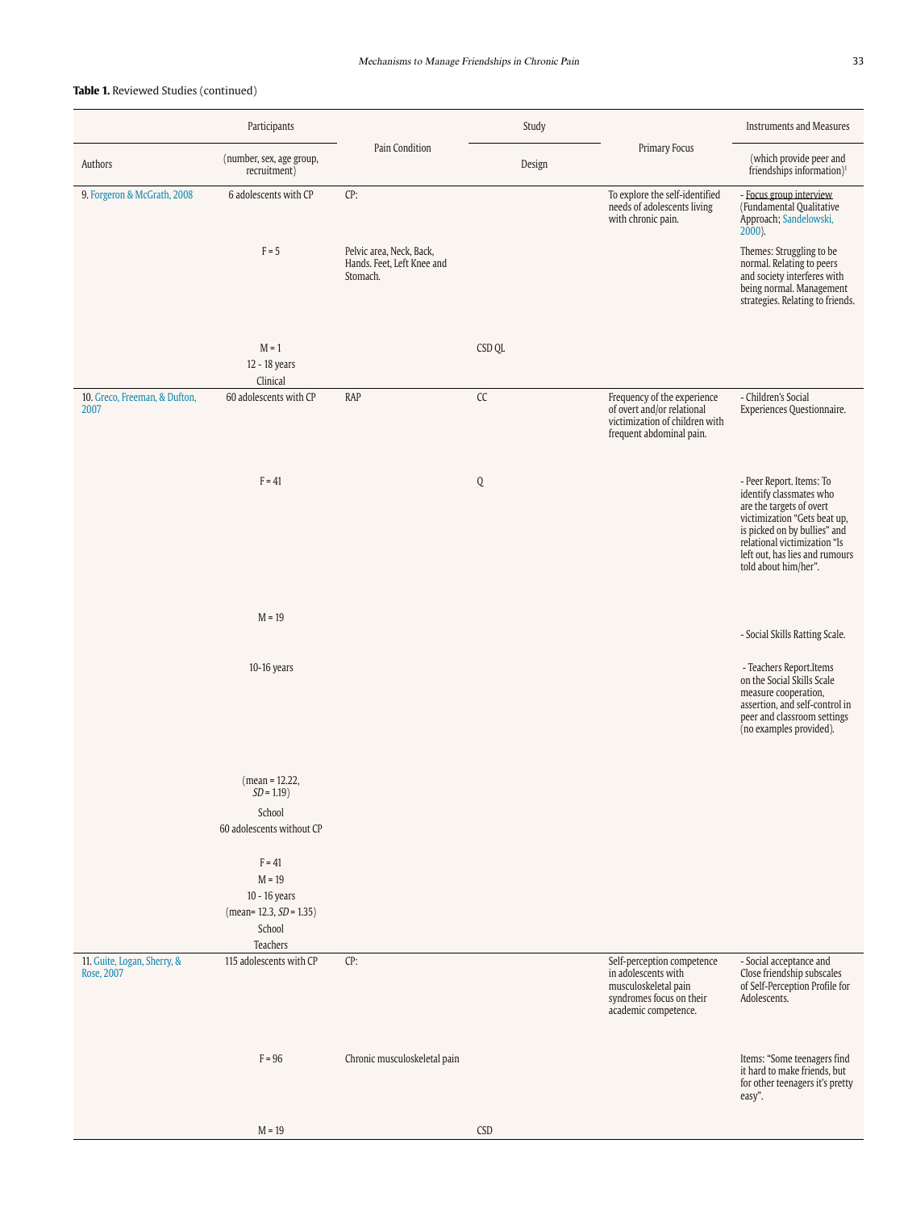**Table 1.** Reviewed Studies (continued)

| Authors | Participants (number, sex, age group, recruitment) | Pain Condition | Study Design | Primary Focus | Instruments and Measures (which provide peer and friendships information)[‡] |
|---|---|---|---|---|---|
| 9. Forgeron & McGrath, 2008 | 6 adolescents with CP<br>F = 5<br>M = 1<br>12 - 18 years<br>Clinical | CP:<br>Pelvic area, Neck, Back, Hands. Feet, Left Knee and Stomach. | CSD QL | To explore the self-identified needs of adolescents living with chronic pain. | - Focus group interview (Fundamental Qualitative Approach; Sandelowski, 2000).<br>Themes: Struggling to be normal. Relating to peers and society interferes with being normal. Management strategies. Relating to friends. |
| 10. Greco, Freeman, & Dufton, 2007 | 60 adolescents with CP<br>F = 41<br>M = 19<br>10-16 years<br>(mean = 12.22, *SD* = 1.19)<br>School<br>60 adolescents without CP<br>F = 41<br>M = 19<br>10 - 16 years<br>(mean= 12.3, *SD* = 1.35)<br>School<br>Teachers | RAP | CC<br>Q | Frequency of the experience of overt and/or relational victimization of children with frequent abdominal pain. | - Children's Social Experiences Questionnaire.<br>- Peer Report. Items: To identify classmates who are the targets of overt victimization "Gets beat up, is picked on by bullies" and relational victimization "Is left out, has lies and rumours told about him/her".<br>- Social Skills Ratting Scale.<br>- Teachers Report.Items on the Social Skills Scale measure cooperation, assertion, and self-control in peer and classroom settings (no examples provided). |
| 11. Guite, Logan, Sherry, & Rose, 2007 | 115 adolescents with CP<br>F = 96<br>M = 19 | CP:<br>Chronic musculoskeletal pain | CSD | Self-perception competence in adolescents with musculoskeletal pain syndromes focus on their academic competence. | - Social acceptance and Close friendship subscales of Self-Perception Profile for Adolescents.<br>Items: "Some teenagers find it hard to make friends, but for other teenagers it's pretty easy". |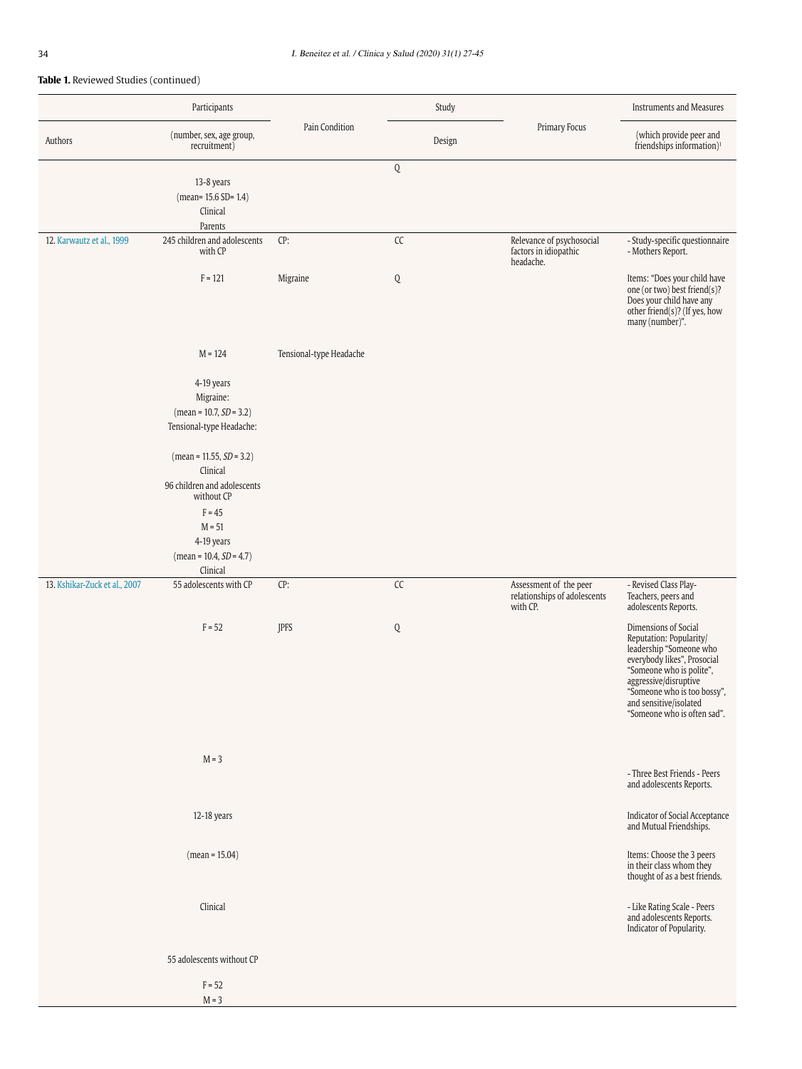**Table 1.** Reviewed Studies (continued)

| Authors | Participants (number, sex, age group, recruitment) | Pain Condition | Study Design | Primary Focus | Instruments and Measures (which provide peer and friendships information)[1] |
|---|---|---|---|---|---|
| | 13-8 years (mean= 15.6 SD= 1.4) Clinical Parents | | Q | | |
| 12. Karwautz et al., 1999 | 245 children and adolescents with CP F = 121 M = 124 4-19 years Migraine: (mean = 10.7, *SD* = 3.2) Tensional-type Headache: (mean = 11.55, *SD* = 3.2) Clinical 96 children and adolescents without CP F = 45 M = 51 4-19 years (mean = 10.4, *SD* = 4.7) Clinical | CP: Migraine Tensional-type Headache | CC Q | Relevance of psychosocial factors in idiopathic headache. | - Study-specific questionnaire - Mothers Report. Items: "Does your child have one (or two) best friend(s)? Does your child have any other friend(s)? (If yes, how many (number)". |
| 13. Kshikar-Zuck et al., 2007 | 55 adolescents with CP F = 52 M = 3 12-18 years (mean = 15.04) Clinical 55 adolescents without CP F = 52 M = 3 | CP: JPFS | CC Q | Assessment of the peer relationships of adolescents with CP. | - Revised Class Play-Teachers, peers and adolescents Reports. Dimensions of Social Reputation: Popularity/leadership "Someone who everybody likes", Prosocial "Someone who is polite", aggressive/disruptive "Someone who is too bossy", and sensitive/isolated "Someone who is often sad". - Three Best Friends - Peers and adolescents Reports. Indicator of Social Acceptance and Mutual Friendships. Items: Choose the 3 peers in their class whom they thought of as a best friends. - Like Rating Scale - Peers and adolescents Reports. Indicator of Popularity. |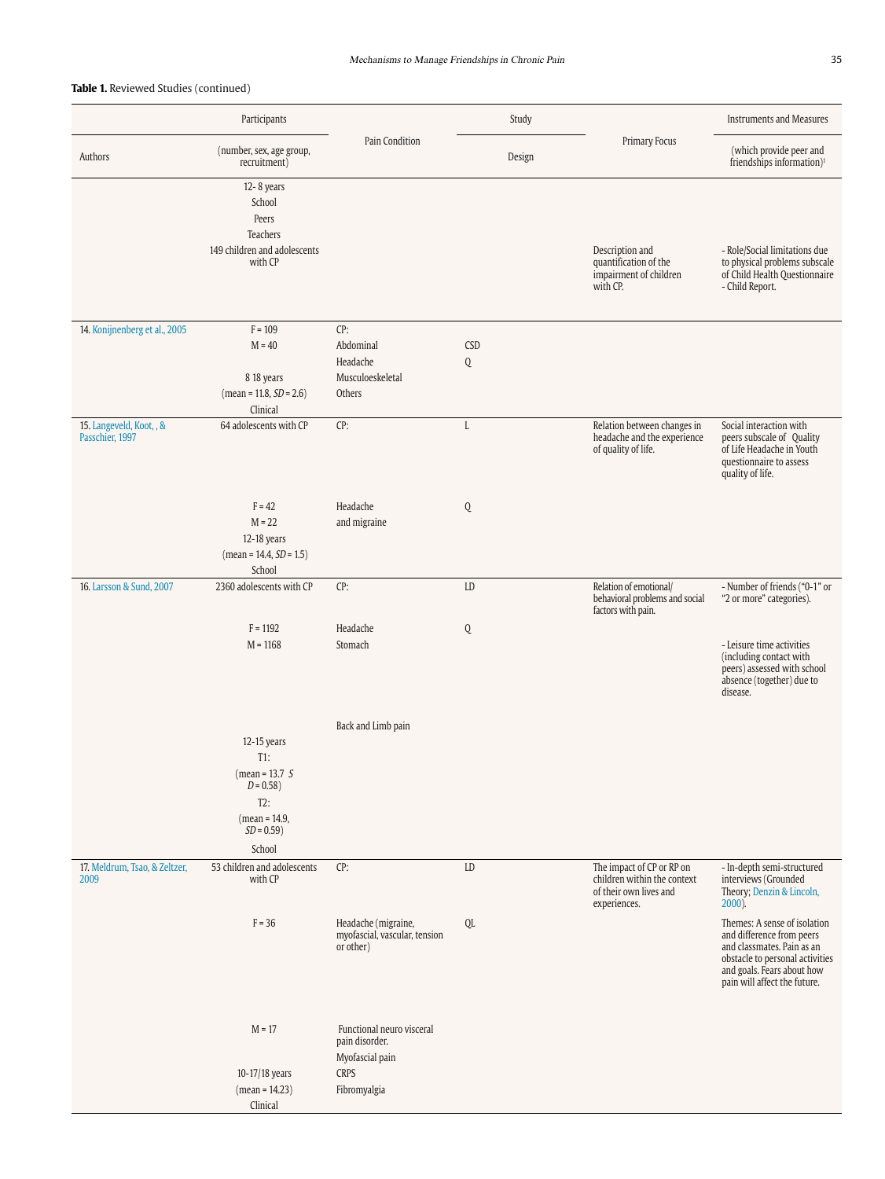**Table 1.** Reviewed Studies (continued)

| Authors | Participants (number, sex, age group, recruitment) | Pain Condition | Study Design | Primary Focus | Instruments and Measures (which provide peer and friendships information)[1] |
|---|---|---|---|---|---|
| | 12- 8 years<br>School<br>Peers<br>Teachers<br>149 children and adolescents with CP | | | Description and quantification of the impairment of children with CP. | - Role/Social limitations due to physical problems subscale of Child Health Questionnaire - Child Report. |
| 14. Konijnenberg et al., 2005 | F = 109<br>M = 40<br>8 18 years<br>(mean = 11.8, *SD* = 2.6)<br>Clinical | CP:<br>Abdominal<br>Headache<br>Musculoeskeletal<br>Others | CSD<br>Q | | |
| 15. Langeveld, Koot, , & Passchier, 1997 | 64 adolescents with CP<br>F = 42<br>M = 22<br>12-18 years<br>(mean = 14.4, *SD* = 1.5)<br>School | CP:<br>Headache and migraine | L<br>Q | Relation between changes in headache and the experience of quality of life. | Social interaction with peers subscale of Quality of Life Headache in Youth questionnaire to assess quality of life. |
| 16. Larsson & Sund, 2007 | 2360 adolescents with CP<br>F = 1192<br>M = 1168<br>12-15 years<br>T1:<br>(mean = 13.7 *SD* = 0.58)<br>T2:<br>(mean = 14.9, *SD* = 0.59)<br>School | CP:<br>Headache<br>Stomach<br>Back and Limb pain | LD<br>Q | Relation of emotional/behavioral problems and social factors with pain. | - Number of friends ("0-1" or "2 or more" categories).<br>- Leisure time activities (including contact with peers) assessed with school absence (together) due to disease. |
| 17. Meldrum, Tsao, & Zeltzer, 2009 | 53 children and adolescents with CP<br>F = 36<br>M = 17<br>10-17/18 years<br>(mean = 14.23)<br>Clinical | CP:<br>Headache (migraine, myofascial, vascular, tension or other)<br>Functional neuro visceral pain disorder.<br>Myofascial pain<br>CRPS<br>Fibromyalgia | LD<br>QL | The impact of CP or RP on children within the context of their own lives and experiences. | - In-depth semi-structured interviews (Grounded Theory; Denzin & Lincoln, 2000).<br>Themes: A sense of isolation and difference from peers and classmates. Pain as an obstacle to personal activities and goals. Fears about how pain will affect the future. |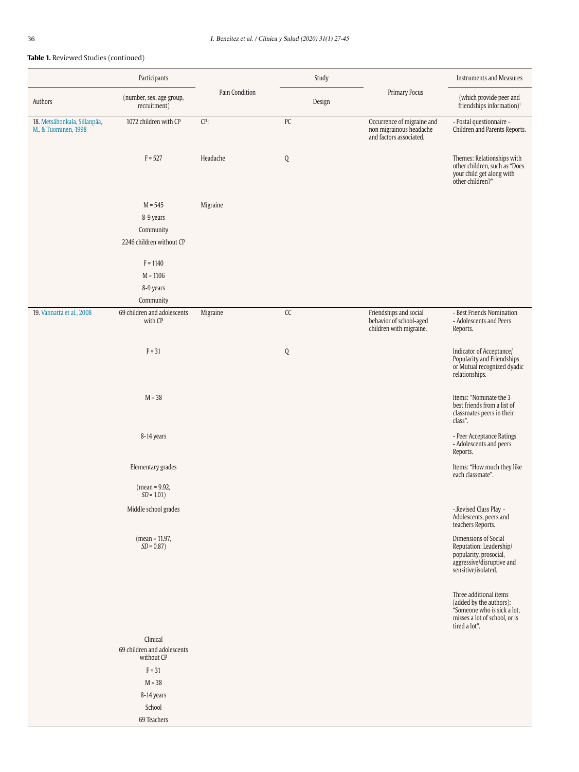**Table 1.** Reviewed Studies (continued)

| Authors | Participants (number, sex, age group, recruitment) | Pain Condition | Study Design | Primary Focus | Instruments and Measures (which provide peer and friendships information)[1] |
|---|---|---|---|---|---|
| 18. Metsähonkala, Sillanpää, M., & Tuominen, 1998 | 1072 children with CP<br>F = 527<br>M = 545<br>8-9 years<br>Community<br>2246 children without CP<br>F = 1140<br>M = 1106<br>8-9 years<br>Community | CP:<br>Headache<br>Migraine | PC<br>Q | Occurrence of migraine and non migrainous headache and factors associated. | - Postal questionnaire - Children and Parents Reports.<br>Themes: Relationships with other children, such as "Does your child get along with other children?" |
| 19. Vannatta et al., 2008 | 69 children and adolescents with CP<br>F = 31<br>M = 38<br>8-14 years<br>Elementary grades<br>(mean = 9.92, *SD* = 1.01)<br>Middle school grades<br>(mean = 11.97, *SD* = 0.87)<br>Clinical<br>69 children and adolescents without CP<br>F = 31<br>M = 38<br>8-14 years<br>School<br>69 Teachers | Migraine | CC<br>Q | Friendships and social behavior of school-aged children with migraine. | - Best Friends Nomination - Adolescents and Peers Reports.<br>Indicator of Acceptance/ Popularity and Friendships or Mutual recognized dyadic relationships.<br>Items: "Nominate the 3 best friends from a list of classmates peers in their class".<br>- Peer Acceptance Ratings - Adolescents and peers Reports.<br>Items: "How much they like each classmate".<br>- Revised Class Play - Adolescents, peers and teachers Reports.<br>Dimensions of Social Reputation: Leadership/ popularity, prosocial, aggressive/disruptive and sensitive/isolated.<br>Three additional items (added by the authors): "Someone who is sick a lot, misses a lot of school, or is tired a lot". |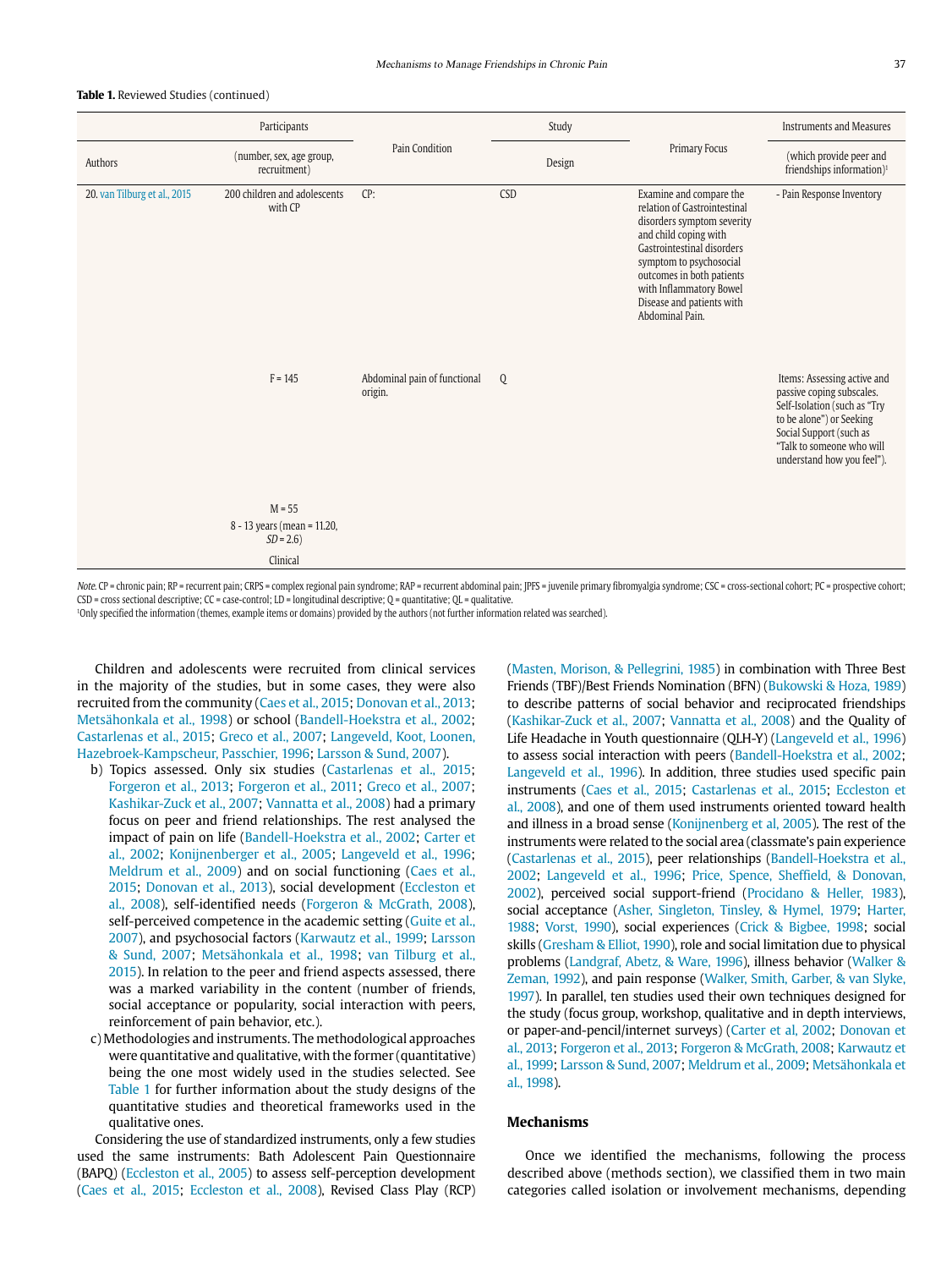**Table 1.** Reviewed Studies (continued)

| | Participants | | Study | | Instruments and Measures |
|---|---|---|---|---|---|
| Authors | (number, sex, age group, recruitment) | Pain Condition | Design | Primary Focus | (which provide peer and friendships information)[1] |
| 20. van Tilburg et al., 2015 | 200 children and adolescents with CP | CP: | CSD | Examine and compare the relation of Gastrointestinal disorders symptom severity and child coping with Gastrointestinal disorders symptom to psychosocial outcomes in both patients with Inflammatory Bowel Disease and patients with Abdominal Pain. | - Pain Response Inventory |
| | F = 145 | Abdominal pain of functional origin. | Q | | Items: Assessing active and passive coping subscales. Self-Isolation (such as "Try to be alone") or Seeking Social Support (such as "Talk to someone who will understand how you feel"). |
| | M = 55 | | | | |
| | 8 - 13 years (mean = 11.20, *SD* = 2.6) | | | | |
| | Clinical | | | | |

*Note.* CP = chronic pain; RP = recurrent pain; CRPS = complex regional pain syndrome; RAP = recurrent abdominal pain; JPFS = juvenile primary fibromyalgia syndrome; CSC = cross-sectional cohort; PC = prospective cohort; CSD = cross sectional descriptive; CC = case-control; LD = longitudinal descriptive; Q = quantitative; QL = qualitative.
[1]Only specified the information (themes, example items or domains) provided by the authors (not further information related was searched).

Children and adolescents were recruited from clinical services in the majority of the studies, but in some cases, they were also recruited from the community (Caes et al., 2015; Donovan et al., 2013; Metsähonkala et al., 1998) or school (Bandell-Hoekstra et al., 2002; Castarlenas et al., 2015; Greco et al., 2007; Langeveld, Koot, Loonen, Hazebroek-Kampscheur, Passchier, 1996; Larsson & Sund, 2007).

b) Topics assessed. Only six studies (Castarlenas et al., 2015; Forgeron et al., 2013; Forgeron et al., 2011; Greco et al., 2007; Kashikar-Zuck et al., 2007; Vannatta et al., 2008) had a primary focus on peer and friend relationships. The rest analysed the impact of pain on life (Bandell-Hoekstra et al., 2002; Carter et al., 2002; Konijnenberger et al., 2005; Langeveld et al., 1996; Meldrum et al., 2009) and on social functioning (Caes et al., 2015; Donovan et al., 2013), social development (Eccleston et al., 2008), self-identified needs (Forgeron & McGrath, 2008), self-perceived competence in the academic setting (Guite et al., 2007), and psychosocial factors (Karwautz et al., 1999; Larsson & Sund, 2007; Metsähonkala et al., 1998; van Tilburg et al., 2015). In relation to the peer and friend aspects assessed, there was a marked variability in the content (number of friends, social acceptance or popularity, social interaction with peers, reinforcement of pain behavior, etc.).

c) Methodologies and instruments. The methodological approaches were quantitative and qualitative, with the former (quantitative) being the one most widely used in the studies selected. See Table 1 for further information about the study designs of the quantitative studies and theoretical frameworks used in the qualitative ones.

Considering the use of standardized instruments, only a few studies used the same instruments: Bath Adolescent Pain Questionnaire (BAPQ) (Eccleston et al., 2005) to assess self-perception development (Caes et al., 2015; Eccleston et al., 2008), Revised Class Play (RCP) (Masten, Morison, & Pellegrini, 1985) in combination with Three Best Friends (TBF)/Best Friends Nomination (BFN) (Bukowski & Hoza, 1989) to describe patterns of social behavior and reciprocated friendships (Kashikar-Zuck et al., 2007; Vannatta et al., 2008) and the Quality of Life Headache in Youth questionnaire (QLH-Y) (Langeveld et al., 1996) to assess social interaction with peers (Bandell-Hoekstra et al., 2002; Langeveld et al., 1996). In addition, three studies used specific pain instruments (Caes et al., 2015; Castarlenas et al., 2015; Eccleston et al., 2008), and one of them used instruments oriented toward health and illness in a broad sense (Konijnenberg et al., 2005). The rest of the instruments were related to the social area (classmate's pain experience (Castarlenas et al., 2015), peer relationships (Bandell-Hoekstra et al., 2002; Langeveld et al., 1996; Price, Spence, Sheffield, & Donovan, 2002), perceived social support-friend (Procidano & Heller, 1983), social acceptance (Asher, Singleton, Tinsley, & Hymel, 1979; Harter, 1988; Vorst, 1990), social experiences (Crick & Bigbee, 1998; social skills (Gresham & Elliot, 1990), role and social limitation due to physical problems (Landgraf, Abetz, & Ware, 1996), illness behavior (Walker & Zeman, 1992), and pain response (Walker, Smith, Garber, & van Slyke, 1997). In parallel, ten studies used their own techniques designed for the study (focus group, workshop, qualitative and in depth interviews, or paper-and-pencil/internet surveys) (Carter et al, 2002; Donovan et al., 2013; Forgeron et al., 2013; Forgeron & McGrath, 2008; Karwautz et al., 1999; Larsson & Sund, 2007; Meldrum et al., 2009; Metsähonkala et al., 1998).

## Mechanisms

Once we identified the mechanisms, following the process described above (methods section), we classified them in two main categories called isolation or involvement mechanisms, depending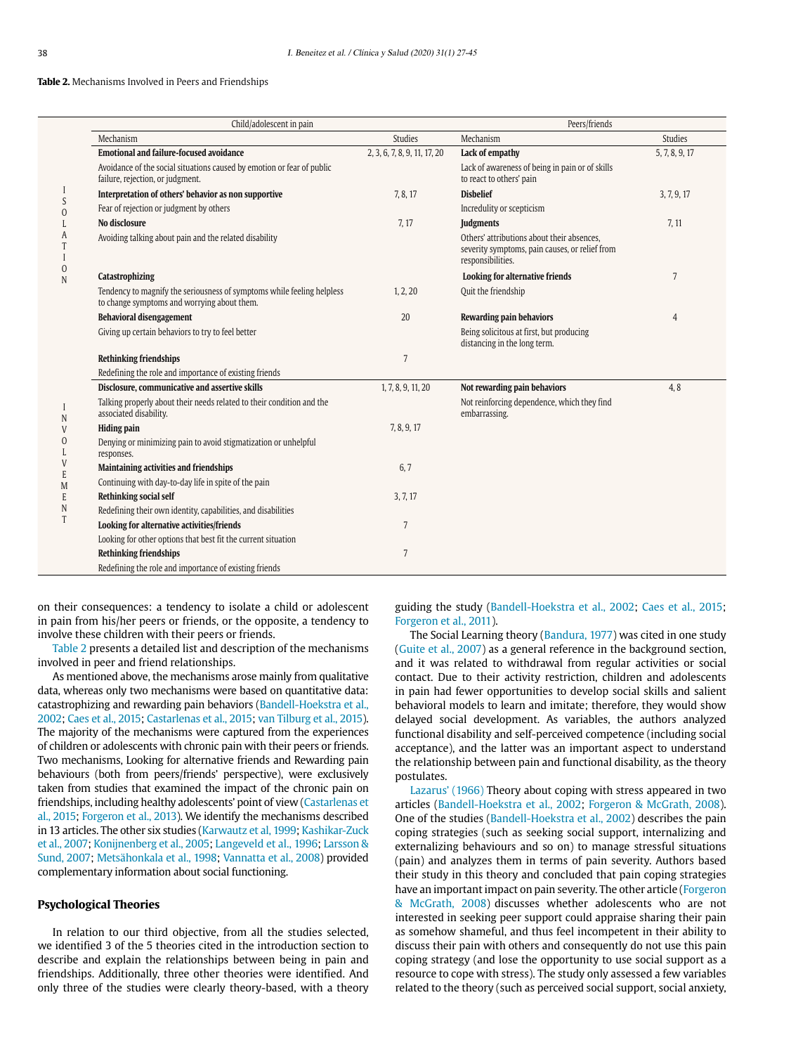**Table 2.** Mechanisms Involved in Peers and Friendships

| | Child/adolescent in pain | | Peers/friends | |
|---|---|---|---|---|
| | Mechanism | Studies | Mechanism | Studies |
| ISOLATION | **Emotional and failure-focused avoidance**<br>Avoidance of the social situations caused by emotion or fear of public failure, rejection, or judgment. | 2, 3, 6, 7, 8, 9, 11, 17, 20 | **Lack of empathy**<br>Lack of awareness of being in pain or of skills to react to others' pain | 5, 7, 8, 9, 17 |
| | **Interpretation of others' behavior as non supportive**<br>Fear of rejection or judgment by others | 7, 8, 17 | **Disbelief**<br>Incredulity or scepticism | 3, 7, 9, 17 |
| | **No disclosure**<br>Avoiding talking about pain and the related disability | 7, 17 | **Judgments**<br>Others' attributions about their absences, severity symptoms, pain causes, or relief from responsibilities. | 7, 11 |
| | **Catastrophizing**<br>Tendency to magnify the seriousness of symptoms while feeling helpless to change symptoms and worrying about them. | 1, 2, 20 | **Looking for alternative friends**<br>Quit the friendship | 7 |
| | **Behavioral disengagement**<br>Giving up certain behaviors to try to feel better | 20 | **Rewarding pain behaviors**<br>Being solicitous at first, but producing distancing in the long term. | 4 |
| | **Rethinking friendships**<br>Redefining the role and importance of existing friends | 7 | | |
| INVOLVEMENT | **Disclosure, communicative and assertive skills**<br>Talking properly about their needs related to their condition and the associated disability. | 1, 7, 8, 9, 11, 20 | **Not rewarding pain behaviors**<br>Not reinforcing dependence, which they find embarrassing. | 4, 8 |
| | **Hiding pain**<br>Denying or minimizing pain to avoid stigmatization or unhelpful responses. | 7, 8, 9, 17 | | |
| | **Maintaining activities and friendships**<br>Continuing with day-to-day life in spite of the pain | 6, 7 | | |
| | **Rethinking social self**<br>Redefining their own identity, capabilities, and disabilities | 3, 7, 17 | | |
| | **Looking for alternative activities/friends**<br>Looking for other options that best fit the current situation | 7 | | |
| | **Rethinking friendships**<br>Redefining the role and importance of existing friends | 7 | | |

on their consequences: a tendency to isolate a child or adolescent in pain from his/her peers or friends, or the opposite, a tendency to involve these children with their peers or friends.

Table 2 presents a detailed list and description of the mechanisms involved in peer and friend relationships.

As mentioned above, the mechanisms arose mainly from qualitative data, whereas only two mechanisms were based on quantitative data: catastrophizing and rewarding pain behaviors (Bandell-Hoekstra et al., 2002; Caes et al., 2015; Castarlenas et al., 2015; van Tilburg et al., 2015). The majority of the mechanisms were captured from the experiences of children or adolescents with chronic pain with their peers or friends. Two mechanisms, Looking for alternative friends and Rewarding pain behaviours (both from peers/friends' perspective), were exclusively taken from studies that examined the impact of the chronic pain on friendships, including healthy adolescents' point of view (Castarlenas et al., 2015; Forgeron et al., 2013). We identify the mechanisms described in 13 articles. The other six studies (Karwautz et al, 1999; Kashikar-Zuck et al., 2007; Konijnenberg et al., 2005; Langeveld et al., 1996; Larsson & Sund, 2007; Metsähonkala et al., 1998; Vannatta et al., 2008) provided complementary information about social functioning.

## Psychological Theories

In relation to our third objective, from all the studies selected, we identified 3 of the 5 theories cited in the introduction section to describe and explain the relationships between being in pain and friendships. Additionally, three other theories were identified. And only three of the studies were clearly theory-based, with a theory guiding the study (Bandell-Hoekstra et al., 2002; Caes et al., 2015; Forgeron et al., 2011).

The Social Learning theory (Bandura, 1977) was cited in one study (Guite et al., 2007) as a general reference in the background section, and it was related to withdrawal from regular activities or social contact. Due to their activity restriction, children and adolescents in pain had fewer opportunities to develop social skills and salient behavioral models to learn and imitate; therefore, they would show delayed social development. As variables, the authors analyzed functional disability and self-perceived competence (including social acceptance), and the latter was an important aspect to understand the relationship between pain and functional disability, as the theory postulates.

Lazarus' (1966) Theory about coping with stress appeared in two articles (Bandell-Hoekstra et al., 2002; Forgeron & McGrath, 2008). One of the studies (Bandell-Hoekstra et al., 2002) describes the pain coping strategies (such as seeking social support, internalizing and externalizing behaviours and so on) to manage stressful situations (pain) and analyzes them in terms of pain severity. Authors based their study in this theory and concluded that pain coping strategies have an important impact on pain severity. The other article (Forgeron & McGrath, 2008) discusses whether adolescents who are not interested in seeking peer support could appraise sharing their pain as somehow shameful, and thus feel incompetent in their ability to discuss their pain with others and consequently do not use this pain coping strategy (and lose the opportunity to use social support as a resource to cope with stress). The study only assessed a few variables related to the theory (such as perceived social support, social anxiety,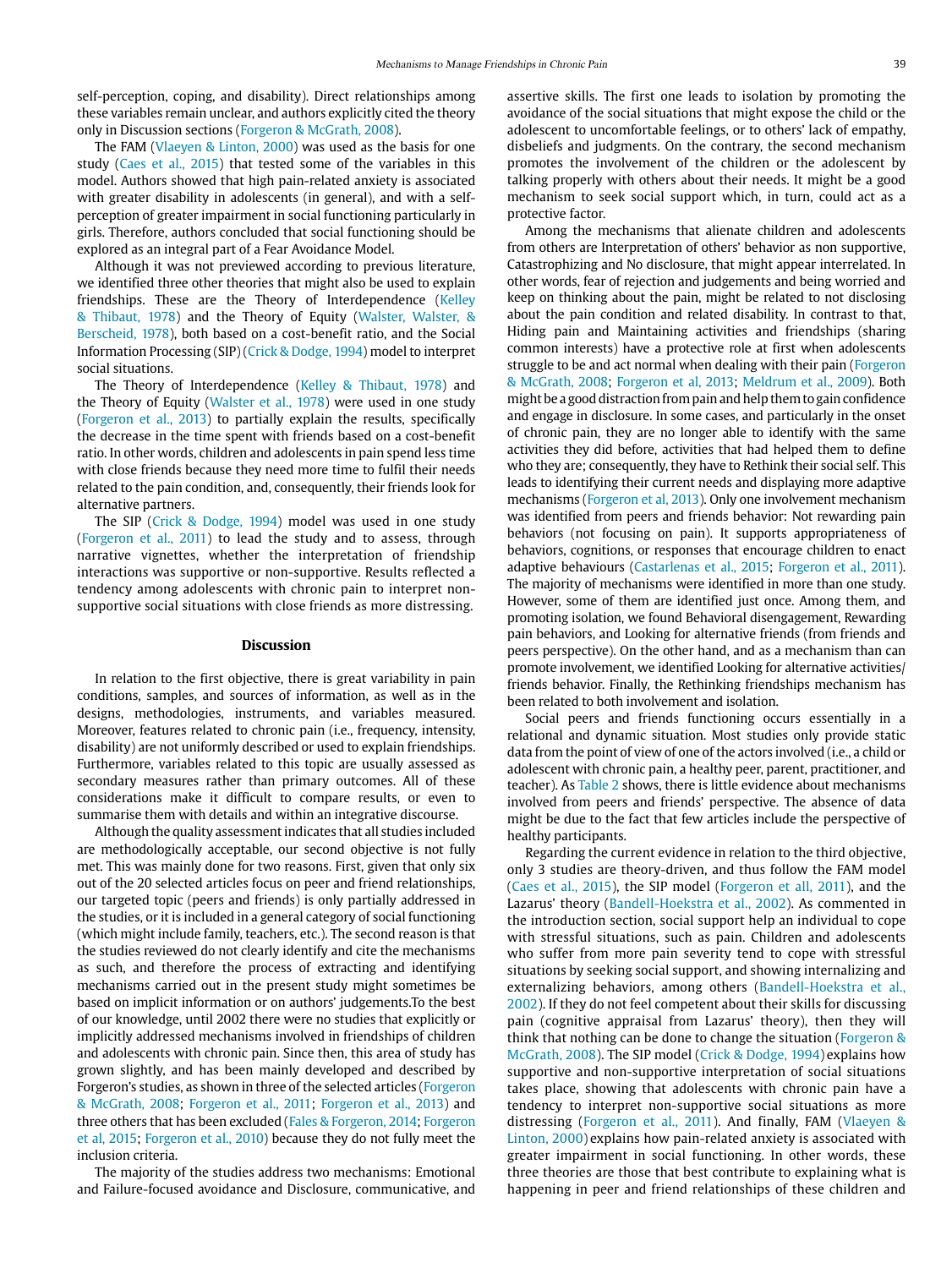self-perception, coping, and disability). Direct relationships among these variables remain unclear, and authors explicitly cited the theory only in Discussion sections (Forgeron & McGrath, 2008).

The FAM (Vlaeyen & Linton, 2000) was used as the basis for one study (Caes et al., 2015) that tested some of the variables in this model. Authors showed that high pain-related anxiety is associated with greater disability in adolescents (in general), and with a self-perception of greater impairment in social functioning particularly in girls. Therefore, authors concluded that social functioning should be explored as an integral part of a Fear Avoidance Model.

Although it was not previewed according to previous literature, we identified three other theories that might also be used to explain friendships. These are the Theory of Interdependence (Kelley & Thibaut, 1978) and the Theory of Equity (Walster, Walster, & Berscheid, 1978), both based on a cost-benefit ratio, and the Social Information Processing (SIP) (Crick & Dodge, 1994) model to interpret social situations.

The Theory of Interdependence (Kelley & Thibaut, 1978) and the Theory of Equity (Walster et al., 1978) were used in one study (Forgeron et al., 2013) to partially explain the results, specifically the decrease in the time spent with friends based on a cost-benefit ratio. In other words, children and adolescents in pain spend less time with close friends because they need more time to fulfil their needs related to the pain condition, and, consequently, their friends look for alternative partners.

The SIP (Crick & Dodge, 1994) model was used in one study (Forgeron et al., 2011) to lead the study and to assess, through narrative vignettes, whether the interpretation of friendship interactions was supportive or non-supportive. Results reflected a tendency among adolescents with chronic pain to interpret non-supportive social situations with close friends as more distressing.

## Discussion

In relation to the first objective, there is great variability in pain conditions, samples, and sources of information, as well as in the designs, methodologies, instruments, and variables measured. Moreover, features related to chronic pain (i.e., frequency, intensity, disability) are not uniformly described or used to explain friendships. Furthermore, variables related to this topic are usually assessed as secondary measures rather than primary outcomes. All of these considerations make it difficult to compare results, or even to summarise them with details and within an integrative discourse.

Although the quality assessment indicates that all studies included are methodologically acceptable, our second objective is not fully met. This was mainly done for two reasons. First, given that only six out of the 20 selected articles focus on peer and friend relationships, our targeted topic (peers and friends) is only partially addressed in the studies, or it is included in a general category of social functioning (which might include family, teachers, etc.). The second reason is that the studies reviewed do not clearly identify and cite the mechanisms as such, and therefore the process of extracting and identifying mechanisms carried out in the present study might sometimes be based on implicit information or on authors' judgements.To the best of our knowledge, until 2002 there were no studies that explicitly or implicitly addressed mechanisms involved in friendships of children and adolescents with chronic pain. Since then, this area of study has grown slightly, and has been mainly developed and described by Forgeron's studies, as shown in three of the selected articles (Forgeron & McGrath, 2008; Forgeron et al., 2011; Forgeron et al., 2013) and three others that has been excluded (Fales & Forgeron, 2014; Forgeron et al, 2015; Forgeron et al., 2010) because they do not fully meet the inclusion criteria.

The majority of the studies address two mechanisms: Emotional and Failure-focused avoidance and Disclosure, communicative, and assertive skills. The first one leads to isolation by promoting the avoidance of the social situations that might expose the child or the adolescent to uncomfortable feelings, or to others' lack of empathy, disbeliefs and judgments. On the contrary, the second mechanism promotes the involvement of the children or the adolescent by talking properly with others about their needs. It might be a good mechanism to seek social support which, in turn, could act as a protective factor.

Among the mechanisms that alienate children and adolescents from others are Interpretation of others' behavior as non supportive, Catastrophizing and No disclosure, that might appear interrelated. In other words, fear of rejection and judgements and being worried and keep on thinking about the pain, might be related to not disclosing about the pain condition and related disability. In contrast to that, Hiding pain and Maintaining activities and friendships (sharing common interests) have a protective role at first when adolescents struggle to be and act normal when dealing with their pain (Forgeron & McGrath, 2008; Forgeron et al., 2013; Meldrum et al., 2009). Both might be a good distraction from pain and help them to gain confidence and engage in disclosure. In some cases, and particularly in the onset of chronic pain, they are no longer able to identify with the same activities they did before, activities that had helped them to define who they are; consequently, they have to Rethink their social self. This leads to identifying their current needs and displaying more adaptive mechanisms (Forgeron et al, 2013). Only one involvement mechanism was identified from peers and friends behavior: Not rewarding pain behaviors (not focusing on pain). It supports appropriateness of behaviors, cognitions, or responses that encourage children to enact adaptive behaviours (Castarlenas et al., 2015; Forgeron et al., 2011). The majority of mechanisms were identified in more than one study. However, some of them are identified just once. Among them, and promoting isolation, we found Behavioral disengagement, Rewarding pain behaviors, and Looking for alternative friends (from friends and peers perspective). On the other hand, and as a mechanism than can promote involvement, we identified Looking for alternative activities/friends behavior. Finally, the Rethinking friendships mechanism has been related to both involvement and isolation.

Social peers and friends functioning occurs essentially in a relational and dynamic situation. Most studies only provide static data from the point of view of one of the actors involved (i.e., a child or adolescent with chronic pain, a healthy peer, parent, practitioner, and teacher). As Table 2 shows, there is little evidence about mechanisms involved from peers and friends' perspective. The absence of data might be due to the fact that few articles include the perspective of healthy participants.

Regarding the current evidence in relation to the third objective, only 3 studies are theory-driven, and thus follow the FAM model (Caes et al., 2015), the SIP model (Forgeron et all, 2011), and the Lazarus' theory (Bandell-Hoekstra et al., 2002). As commented in the introduction section, social support help an individual to cope with stressful situations, such as pain. Children and adolescents who suffer from more pain severity tend to cope with stressful situations by seeking social support, and showing internalizing and externalizing behaviors, among others (Bandell-Hoekstra et al., 2002). If they do not feel competent about their skills for discussing pain (cognitive appraisal from Lazarus' theory), then they will think that nothing can be done to change the situation (Forgeron & McGrath, 2008). The SIP model (Crick & Dodge, 1994) explains how supportive and non-supportive interpretation of social situations takes place, showing that adolescents with chronic pain have a tendency to interpret non-supportive social situations as more distressing (Forgeron et al., 2011). And finally, FAM (Vlaeyen & Linton, 2000) explains how pain-related anxiety is associated with greater impairment in social functioning. In other words, these three theories are those that best contribute to explaining what is happening in peer and friend relationships of these children and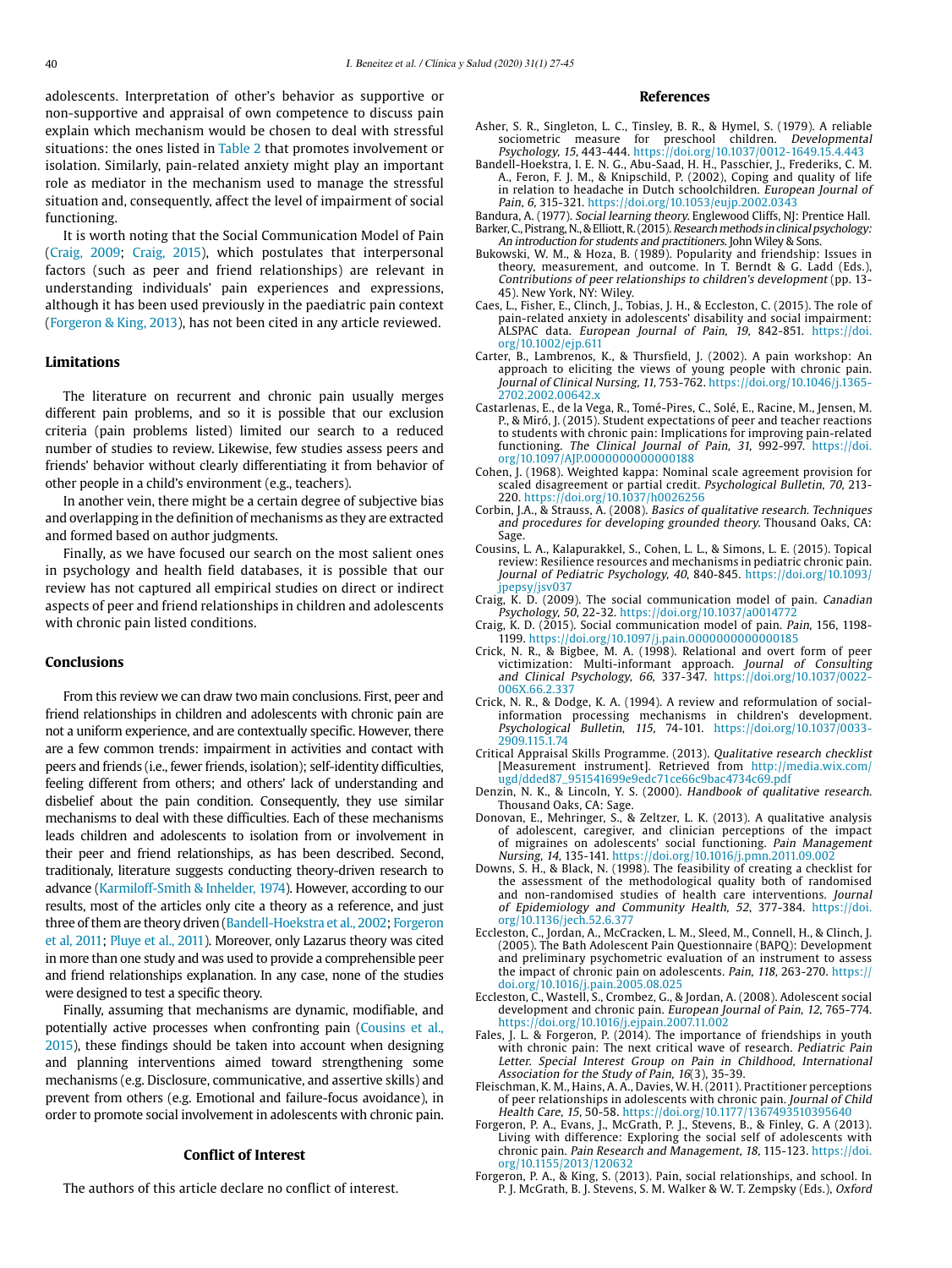adolescents. Interpretation of other's behavior as supportive or non-supportive and appraisal of own competence to discuss pain explain which mechanism would be chosen to deal with stressful situations: the ones listed in Table 2 that promotes involvement or isolation. Similarly, pain-related anxiety might play an important role as mediator in the mechanism used to manage the stressful situation and, consequently, affect the level of impairment of social functioning.

It is worth noting that the Social Communication Model of Pain (Craig, 2009; Craig, 2015), which postulates that interpersonal factors (such as peer and friend relationships) are relevant in understanding individuals' pain experiences and expressions, although it has been used previously in the paediatric pain context (Forgeron & King, 2013), has not been cited in any article reviewed.

## Limitations

The literature on recurrent and chronic pain usually merges different pain problems, and so it is possible that our exclusion criteria (pain problems listed) limited our search to a reduced number of studies to review. Likewise, few studies assess peers and friends' behavior without clearly differentiating it from behavior of other people in a child's environment (e.g., teachers).

In another vein, there might be a certain degree of subjective bias and overlapping in the definition of mechanisms as they are extracted and formed based on author judgments.

Finally, as we have focused our search on the most salient ones in psychology and health field databases, it is possible that our review has not captured all empirical studies on direct or indirect aspects of peer and friend relationships in children and adolescents with chronic pain listed conditions.

## Conclusions

From this review we can draw two main conclusions. First, peer and friend relationships in children and adolescents with chronic pain are not a uniform experience, and are contextually specific. However, there are a few common trends: impairment in activities and contact with peers and friends (i.e., fewer friends, isolation); self-identity difficulties, feeling different from others; and others' lack of understanding and disbelief about the pain condition. Consequently, they use similar mechanisms to deal with these difficulties. Each of these mechanisms leads children and adolescents to isolation from or involvement in their peer and friend relationships, as has been described. Second, traditionaly, literature suggests conducting theory-driven research to advance (Karmiloff-Smith & Inhelder, 1974). However, according to our results, most of the articles only cite a theory as a reference, and just three of them are theory driven (Bandell-Hoekstra et al., 2002; Forgeron et al, 2011; Pluye et al., 2011). Moreover, only Lazarus theory was cited in more than one study and was used to provide a comprehensible peer and friend relationships explanation. In any case, none of the studies were designed to test a specific theory.

Finally, assuming that mechanisms are dynamic, modifiable, and potentially active processes when confronting pain (Cousins et al., 2015), these findings should be taken into account when designing and planning interventions aimed toward strengthening some mechanisms (e.g. Disclosure, communicative, and assertive skills) and prevent from others (e.g. Emotional and failure-focus avoidance), in order to promote social involvement in adolescents with chronic pain.

## Conflict of Interest

The authors of this article declare no conflict of interest.

## References

Asher, S. R., Singleton, L. C., Tinsley, B. R., & Hymel, S. (1979). A reliable sociometric measure for preschool children. *Developmental Psychology, 15*, 443-444. https://doi.org/10.1037/0012-1649.15.4.443

Bandell-Hoekstra, I. E. N. G., Abu-Saad, H. H., Passchier, J., Frederiks, C. M. A., Feron, F. J. M., & Knipschild, P. (2002), Coping and quality of life in relation to headache in Dutch schoolchildren. *European Journal of Pain, 6*, 315-321. https://doi.org/10.1053/eujp.2002.0343

Bandura, A. (1977). *Social learning theory*. Englewood Cliffs, NJ: Prentice Hall.

Barker, C., Pistrang, N., & Elliott, R. (2015). *Research methods in clinical psychology: An introduction for students and practitioners*. John Wiley & Sons.

Bukowski, W. M., & Hoza, B. (1989). Popularity and friendship: Issues in theory, measurement, and outcome. In T. Berndt & G. Ladd (Eds.), *Contributions of peer relationships to children's development* (pp. 13-45). New York, NY: Wiley.

Caes, L., Fisher, E., Clinch, J., Tobias, J. H., & Eccleston, C. (2015). The role of pain-related anxiety in adolescents' disability and social impairment: ALSPAC data. *European Journal of Pain, 19*, 842-851. https://doi.org/10.1002/ejp.611

Carter, B., Lambrenos, K., & Thursfield, J. (2002). A pain workshop: An approach to eliciting the views of young people with chronic pain. *Journal of Clinical Nursing, 11*, 753-762. https://doi.org/10.1046/j.1365-2702.2002.00642.x

Castarlenas, E., de la Vega, R., Tomé-Pires, C., Solé, E., Racine, M., Jensen, M. P., & Miró, J. (2015). Student expectations of peer and teacher reactions to students with chronic pain: Implications for improving pain-related functioning. *The Clinical Journal of Pain, 31*, 992-997. https://doi.org/10.1097/AJP.0000000000000188

Cohen, J. (1968). Weighted kappa: Nominal scale agreement provision for scaled disagreement or partial credit. *Psychological Bulletin, 70*, 213-220. https://doi.org/10.1037/h0026256

Corbin, J.A., & Strauss, A. (2008). *Basics of qualitative research. Techniques and procedures for developing grounded theory*. Thousand Oaks, CA: Sage.

Cousins, L. A., Kalapurakkel, S., Cohen, L. L., & Simons, L. E. (2015). Topical review: Resilience resources and mechanisms in pediatric chronic pain. *Journal of Pediatric Psychology, 40*, 840-845. https://doi.org/10.1093/jpepsy/jsv037

Craig, K. D. (2009). The social communication model of pain. *Canadian Psychology, 50*, 22-32. https://doi.org/10.1037/a0014772

Craig, K. D. (2015). Social communication model of pain. *Pain*, 156, 1198-1199. https://doi.org/10.1097/j.pain.0000000000000185

Crick, N. R., & Bigbee, M. A. (1998). Relational and overt form of peer victimization: Multi-informant approach. *Journal of Consulting and Clinical Psychology, 66*, 337-347. https://doi.org/10.1037/0022-006X.66.2.337

Crick, N. R., & Dodge, K. A. (1994). A review and reformulation of social-information processing mechanisms in children's development. *Psychological Bulletin, 115*, 74-101. https://doi.org/10.1037/0033-2909.115.1.74

Critical Appraisal Skills Programme. (2013). *Qualitative research checklist* [Measurement instrument]. Retrieved from http://media.wix.com/ugd/dded87_951541699e9edc71ce66c9bac4734c69.pdf

Denzin, N. K., & Lincoln, Y. S. (2000). *Handbook of qualitative research*. Thousand Oaks, CA: Sage.

Donovan, E., Mehringer, S., & Zeltzer, L. K. (2013). A qualitative analysis of adolescent, caregiver, and clinician perceptions of the impact of migraines on adolescents' social functioning. *Pain Management Nursing, 14*, 135-141. https://doi.org/10.1016/j.pmn.2011.09.002

Downs, S. H., & Black, N. (1998). The feasibility of creating a checklist for the assessment of the methodological quality both of randomised and non-randomised studies of health care interventions. *Journal of Epidemiology and Community Health, 52*, 377-384. https://doi.org/10.1136/jech.52.6.377

Eccleston, C., Jordan, A., McCracken, L. M., Sleed, M., Connell, H., & Clinch, J. (2005). The Bath Adolescent Pain Questionnaire (BAPQ): Development and preliminary psychometric evaluation of an instrument to assess the impact of chronic pain on adolescents. *Pain, 118*, 263-270. https://doi.org/10.1016/j.pain.2005.08.025

Eccleston, C., Wastell, S., Crombez, G., & Jordan, A. (2008). Adolescent social development and chronic pain. *European Journal of Pain, 12*, 765-774. https://doi.org/10.1016/j.ejpain.2007.11.002

Fales, J. L. & Forgeron, P. (2014). The importance of friendships in youth with chronic pain: The next critical wave of research. *Pediatric Pain Letter. Special Interest Group on Pain in Childhood, International Association for the Study of Pain, 16*(3), 35-39.

Fleischman, K. M., Hains, A. A., Davies, W. H. (2011). Practitioner perceptions of peer relationships in adolescents with chronic pain. *Journal of Child Health Care, 15*, 50-58. https://doi.org/10.1177/1367493510395640

Forgeron, P. A., Evans, J., McGrath, P. J., Stevens, B., & Finley, G. A (2013). Living with difference: Exploring the social self of adolescents with chronic pain. *Pain Research and Management, 18*, 115-123. https://doi.org/10.1155/2013/120632

Forgeron, P. A., & King, S. (2013). Pain, social relationships, and school. In P. J. McGrath, B. J. Stevens, S. M. Walker & W. T. Zempsky (Eds.), *Oxford*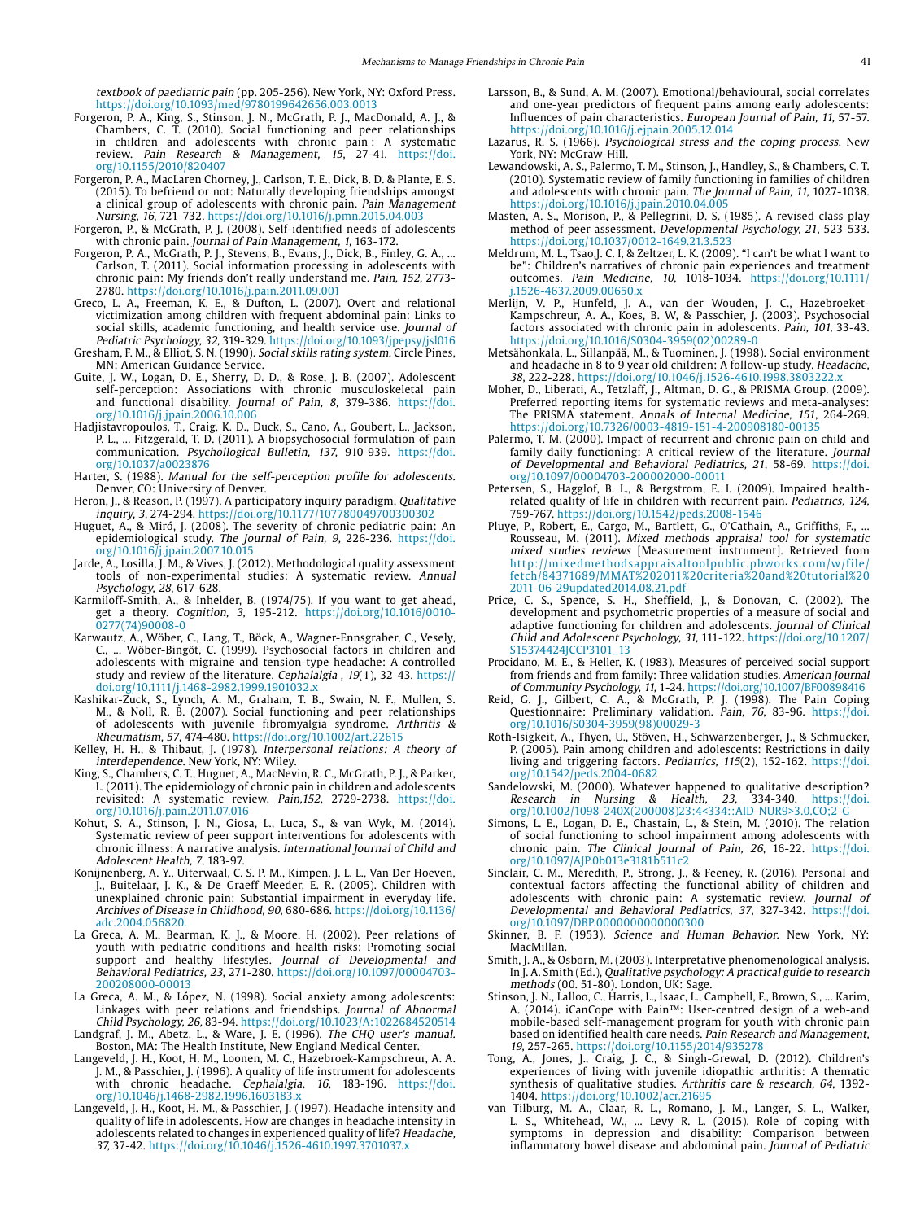textbook of paediatric pain (pp. 205-256). New York, NY: Oxford Press. https://doi.org/10.1093/med/9780199642656.003.0013

Forgeron, P. A., King, S., Stinson, J. N., McGrath, P. J., MacDonald, A. J., & Chambers, C. T. (2010). Social functioning and peer relationships in children and adolescents with chronic pain : A systematic review. *Pain Research & Management, 15*, 27-41. https://doi.org/10.1155/2010/820407

Forgeron, P. A., MacLaren Chorney, J., Carlson, T. E., Dick, B. D. & Plante, E. S. (2015). To befriend or not: Naturally developing friendships amongst a clinical group of adolescents with chronic pain. *Pain Management Nursing, 16*, 721-732. https://doi.org/10.1016/j.pmn.2015.04.003

Forgeron, P., & McGrath, P. J. (2008). Self-identified needs of adolescents with chronic pain. *Journal of Pain Management, 1*, 163-172.

Forgeron, P. A., McGrath, P. J., Stevens, B., Evans, J., Dick, B., Finley, G. A., ... Carlson, T. (2011). Social information processing in adolescents with chronic pain: My friends don't really understand me. *Pain, 152*, 2773-2780. https://doi.org/10.1016/j.pain.2011.09.001

Greco, L. A., Freeman, K. E., & Dufton, L. (2007). Overt and relational victimization among children with frequent abdominal pain: Links to social skills, academic functioning, and health service use. *Journal of Pediatric Psychology, 32*, 319-329. https://doi.org/10.1093/jpepsy/jsl016

Gresham, F. M., & Elliot, S. N. (1990). *Social skills rating system*. Circle Pines, MN: American Guidance Service.

Guite, J. W., Logan, D. E., Sherry, D. D., & Rose, J. B. (2007). Adolescent self-perception: Associations with chronic musculoskeletal pain and functional disability. *Journal of Pain, 8*, 379-386. https://doi.org/10.1016/j.jpain.2006.10.006

Hadjistavropoulos, T., Craig, K. D., Duck, S., Cano, A., Goubert, L., Jackson, P. L., ... Fitzgerald, T. D. (2011). A biopsychosocial formulation of pain communication. *Psychollogical Bulletin, 137*, 910-939. https://doi.org/10.1037/a0023876

Harter, S. (1988). *Manual for the self-perception profile for adolescents*. Denver, CO: University of Denver.

Heron, J., & Reason, P. (1997). A participatory inquiry paradigm. *Qualitative inquiry, 3*, 274-294. https://doi.org/10.1177/107780049700300302

Huguet, A., & Miró, J. (2008). The severity of chronic pediatric pain: An epidemiological study. *The Journal of Pain, 9*, 226-236. https://doi.org/10.1016/j.jpain.2007.10.015

Jarde, A., Losilla, J. M., & Vives, J. (2012). Methodological quality assessment tools of non-experimental studies: A systematic review. *Annual Psychology, 28*, 617-628.

Karmiloff-Smith, A., & Inhelder, B. (1974/75). If you want to get ahead, get a theory. *Cognition, 3*, 195-212. https://doi.org/10.1016/0010-0277(74)90008-0

Karwautz, A., Wöber, C., Lang, T., Böck, A., Wagner-Ennsgraber, C., Vesely, C., ... Wöber-Bingöt, C. (1999). Psychosocial factors in children and adolescents with migraine and tension-type headache: A controlled study and review of the literature. *Cephalalgia , 19*(1), 32-43. https://doi.org/10.1111/j.1468-2982.1999.1901032.x

Kashikar-Zuck, S., Lynch, A. M., Graham, T. B., Swain, N. F., Mullen, S. M., & Noll, R. B. (2007). Social functioning and peer relationships of adolescents with juvenile fibromyalgia syndrome. *Arthritis & Rheumatism, 57*, 474-480. https://doi.org/10.1002/art.22615

Kelley, H. H., & Thibaut, J. (1978). *Interpersonal relations: A theory of interdependence*. New York, NY: Wiley.

King, S., Chambers, C. T., Huguet, A., MacNevin, R. C., McGrath, P. J., & Parker, L. (2011). The epidemiology of chronic pain in children and adolescents revisited: A systematic review. *Pain,152*, 2729-2738. https://doi.org/10.1016/j.pain.2011.07.016

Kohut, S. A., Stinson, J. N., Giosa, L., Luca, S., & van Wyk, M. (2014). Systematic review of peer support interventions for adolescents with chronic illness: A narrative analysis. *International Journal of Child and Adolescent Health, 7*, 183-97.

Konijnenberg, A. Y., Uiterwaal, C. S. P. M., Kimpen, J. L. L., Van Der Hoeven, J., Buitelaar, J. K., & De Graeff-Meeder, E. R. (2005). Children with unexplained chronic pain: Substantial impairment in everyday life. *Archives of Disease in Childhood, 90*, 680-686. https://doi.org/10.1136/adc.2004.056820.

La Greca, A. M., Bearman, K. J., & Moore, H. (2002). Peer relations of youth with pediatric conditions and health risks: Promoting social support and healthy lifestyles. *Journal of Developmental and Behavioral Pediatrics, 23*, 271-280. https://doi.org/10.1097/00004703-200208000-00013

La Greca, A. M., & López, N. (1998). Social anxiety among adolescents: Linkages with peer relations and friendships. *Journal of Abnormal Child Psychology, 26*, 83-94. https://doi.org/10.1023/A:1022684520514

Landgraf, J. M., Abetz, L., & Ware, J. E. (1996). *The CHQ user's manual*. Boston, MA: The Health Institute, New England Medical Center.

Langeveld, J. H., Koot, H. M., Loonen, M. C., Hazebroek-Kampschreur, A. A. J. M., & Passchier, J. (1996). A quality of life instrument for adolescents with chronic headache. *Cephalalgia, 16*, 183-196. https://doi.org/10.1046/j.1468-2982.1996.1603183.x

Langeveld, J. H., Koot, H. M., & Passchier, J. (1997). Headache intensity and quality of life in adolescents. How are changes in headache intensity in adolescents related to changes in experienced quality of life? *Headache, 37*, 37-42. https://doi.org/10.1046/j.1526-4610.1997.3701037.x

Larsson, B., & Sund, A. M. (2007). Emotional/behavioural, social correlates and one-year predictors of frequent pains among early adolescents: Influences of pain characteristics. *European Journal of Pain, 11*, 57-57. https://doi.org/10.1016/j.ejpain.2005.12.014

Lazarus, R. S. (1966). *Psychological stress and the coping process*. New York, NY: McGraw-Hill.

Lewandowski, A. S., Palermo, T. M., Stinson, J., Handley, S., & Chambers, C. T. (2010). Systematic review of family functioning in families of children and adolescents with chronic pain. *The Journal of Pain, 11*, 1027-1038. https://doi.org/10.1016/j.jpain.2010.04.005

Masten, A. S., Morison, P., & Pellegrini, D. S. (1985). A revised class play method of peer assessment. *Developmental Psychology, 21*, 523-533. https://doi.org/10.1037/0012-1649.21.3.523

Meldrum, M. L., Tsao,J. C. I, & Zeltzer, L. K. (2009). "I can't be what I want to be": Children's narratives of chronic pain experiences and treatment outcomes. *Pain Medicine, 10*, 1018-1034. https://doi.org/10.1111/j.1526-4637.2009.00650.x

Merlijn, V. P., Hunfeld, J. A., van der Wouden, J. C., Hazebroeket-Kampschreur, A. A., Koes, B. W, & Passchier, J. (2003). Psychosocial factors associated with chronic pain in adolescents. *Pain, 101*, 33-43. https://doi.org/10.1016/S0304-3959(02)00289-0

Metsähonkala, L., Sillanpää, M., & Tuominen, J. (1998). Social environment and headache in 8 to 9 year old children: A follow-up study. *Headache, 38*, 222-228. https://doi.org/10.1046/j.1526-4610.1998.3803222.x

Moher, D., Liberati, A., Tetzlaff, J., Altman, D. G., & PRISMA Group. (2009). Preferred reporting items for systematic reviews and meta-analyses: The PRISMA statement. *Annals of Internal Medicine, 151*, 264-269. https://doi.org/10.7326/0003-4819-151-4-200908180-00135

Palermo, T. M. (2000). Impact of recurrent and chronic pain on child and family daily functioning: A critical review of the literature. *Journal of Developmental and Behavioral Pediatrics, 21*, 58-69. https://doi.org/10.1097/00004703-200002000-00011

Petersen, S., Hagglof, B. L., & Bergstrom, E. I. (2009). Impaired health-related quality of life in children with recurrent pain. *Pediatrics, 124*, 759-767. https://doi.org/10.1542/peds.2008-1546

Pluye, P., Robert, E., Cargo, M., Bartlett, G., O'Cathain, A., Griffiths, F., ... Rousseau, M. (2011). *Mixed methods appraisal tool for systematic mixed studies reviews* [Measurement instrument]. Retrieved from http://mixedmethodsappraisaltoolpublic.pbworks.com/w/file/fetch/84371689/MMAT%202011%20criteria%20and%20tutorial%202011-06-29updated2014.08.21.pdf

Price, C. S., Spence, S. H., Sheffield, J., & Donovan, C. (2002). The development and psychometric properties of a measure of social and adaptive functioning for children and adolescents. *Journal of Clinical Child and Adolescent Psychology, 31*, 111-122. https://doi.org/10.1207/S15374424JCCP3101_13

Procidano, M. E., & Heller, K. (1983). Measures of perceived social support from friends and from family: Three validation studies. *American Journal of Community Psychology, 11*, 1-24. https://doi.org/10.1007/BF00898416

Reid, G. J., Gilbert, C. A., & McGrath, P. J. (1998). The Pain Coping Questionnaire: Preliminary validation. *Pain, 76*, 83-96. https://doi.org/10.1016/S0304-3959(98)00029-3

Roth-Isigkeit, A., Thyen, U., Stöven, H., Schwarzenberger, J., & Schmucker, P. (2005). Pain among children and adolescents: Restrictions in daily living and triggering factors. *Pediatrics, 115*(2), 152-162. https://doi.org/10.1542/peds.2004-0682

Sandelowski, M. (2000). Whatever happened to qualitative description? *Research in Nursing & Health, 23*, 334-340. https://doi.org/10.1002/1098-240X(200008)23:4<334::AID-NUR9>3.0.CO;2-G

Simons, L. E., Logan, D. E., Chastain, L., & Stein, M. (2010). The relation of social functioning to school impairment among adolescents with chronic pain. *The Clinical Journal of Pain, 26*, 16-22. https://doi.org/10.1097/AJP.0b013e3181b511c2

Sinclair, C. M., Meredith, P., Strong, J., & Feeney, R. (2016). Personal and contextual factors affecting the functional ability of children and adolescents with chronic pain: A systematic review. *Journal of Developmental and Behavioral Pediatrics, 37*, 327-342. https://doi.org/10.1097/DBP.0000000000000300

Skinner, B. F. (1953). *Science and Human Behavior*. New York, NY: MacMillan.

Smith, J. A., & Osborn, M. (2003). Interpretative phenomenological analysis. In J. A. Smith (Ed.), *Qualitative psychology: A practical guide to research methods* (00. 51-80). London, UK: Sage.

Stinson, J. N., Lalloo, C., Harris, L., Isaac, L., Campbell, F., Brown, S., ... Karim, A. (2014). iCanCope with Pain™: User-centred design of a web-and mobile-based self-management program for youth with chronic pain based on identified health care needs. *Pain Research and Management, 19*, 257-265. https://doi.org/10.1155/2014/935278

Tong, A., Jones, J., Craig, J. C., & Singh-Grewal, D. (2012). Children's experiences of living with juvenile idiopathic arthritis: A thematic synthesis of qualitative studies. *Arthritis care & research, 64*, 1392-1404. https://doi.org/10.1002/acr.21695

van Tilburg, M. A., Claar, R. L., Romano, J. M., Langer, S. L., Walker, L. S., Whitehead, W., ... Levy R. L. (2015). Role of coping with symptoms in depression and disability: Comparison between inflammatory bowel disease and abdominal pain. *Journal of Pediatric*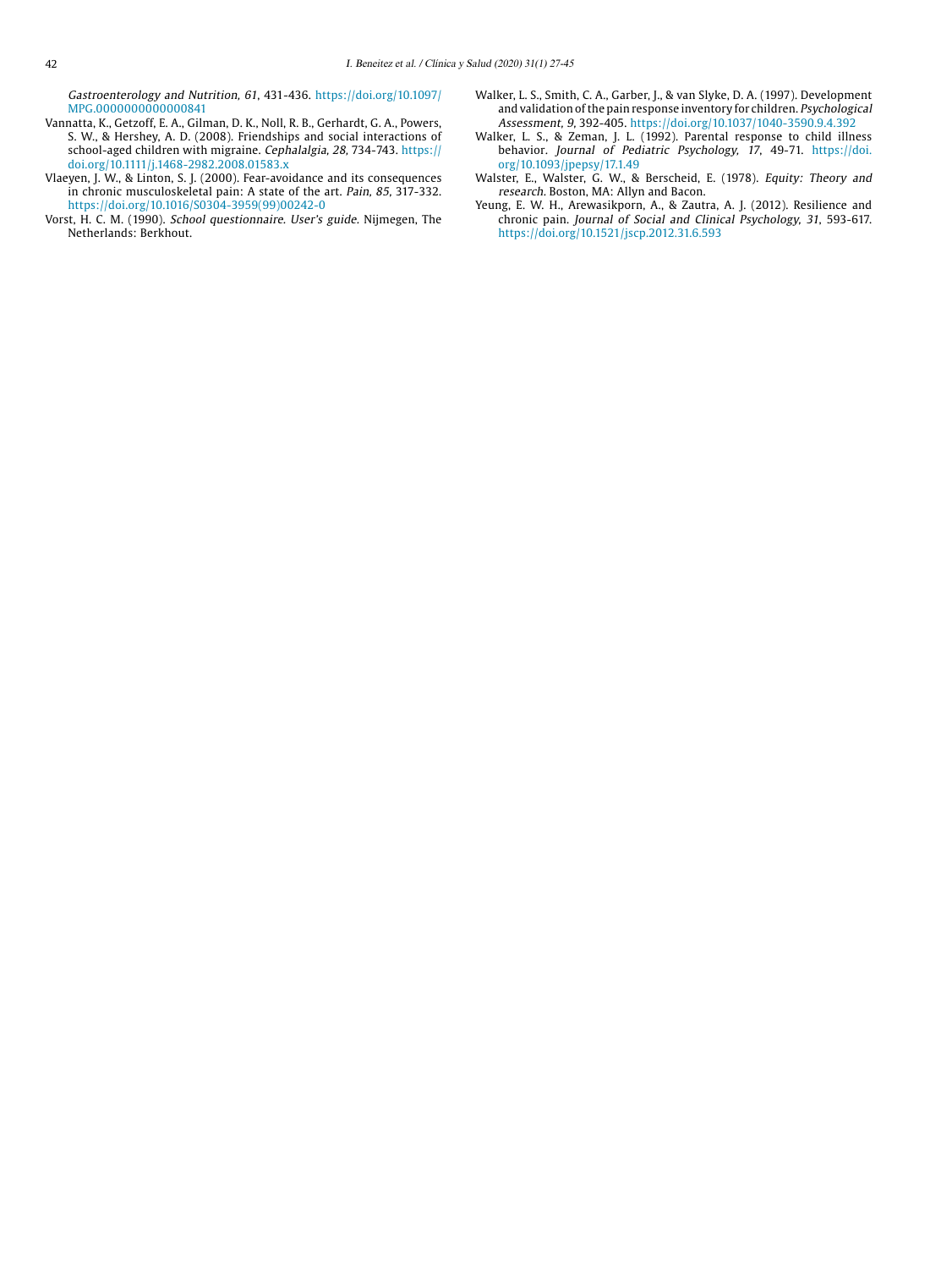*Gastroenterology and Nutrition, 61*, 431-436. https://doi.org/10.1097/MPG.0000000000000841

Vannatta, K., Getzoff, E. A., Gilman, D. K., Noll, R. B., Gerhardt, G. A., Powers, S. W., & Hershey, A. D. (2008). Friendships and social interactions of school-aged children with migraine. *Cephalalgia, 28*, 734-743. https://doi.org/10.1111/j.1468-2982.2008.01583.x

Vlaeyen, J. W., & Linton, S. J. (2000). Fear-avoidance and its consequences in chronic musculoskeletal pain: A state of the art. *Pain, 85*, 317-332. https://doi.org/10.1016/S0304-3959(99)00242-0

Vorst, H. C. M. (1990). *School questionnaire. User's guide*. Nijmegen, The Netherlands: Berkhout.

Walker, L. S., Smith, C. A., Garber, J., & van Slyke, D. A. (1997). Development and validation of the pain response inventory for children. *Psychological Assessment, 9*, 392-405. https://doi.org/10.1037/1040-3590.9.4.392

Walker, L. S., & Zeman, J. L. (1992). Parental response to child illness behavior. *Journal of Pediatric Psychology, 17*, 49-71. https://doi.org/10.1093/jpepsy/17.1.49

Walster, E., Walster, G. W., & Berscheid, E. (1978). *Equity: Theory and research*. Boston, MA: Allyn and Bacon.

Yeung, E. W. H., Arewasikporn, A., & Zautra, A. J. (2012). Resilience and chronic pain. *Journal of Social and Clinical Psychology, 31*, 593-617. https://doi.org/10.1521/jscp.2012.31.6.593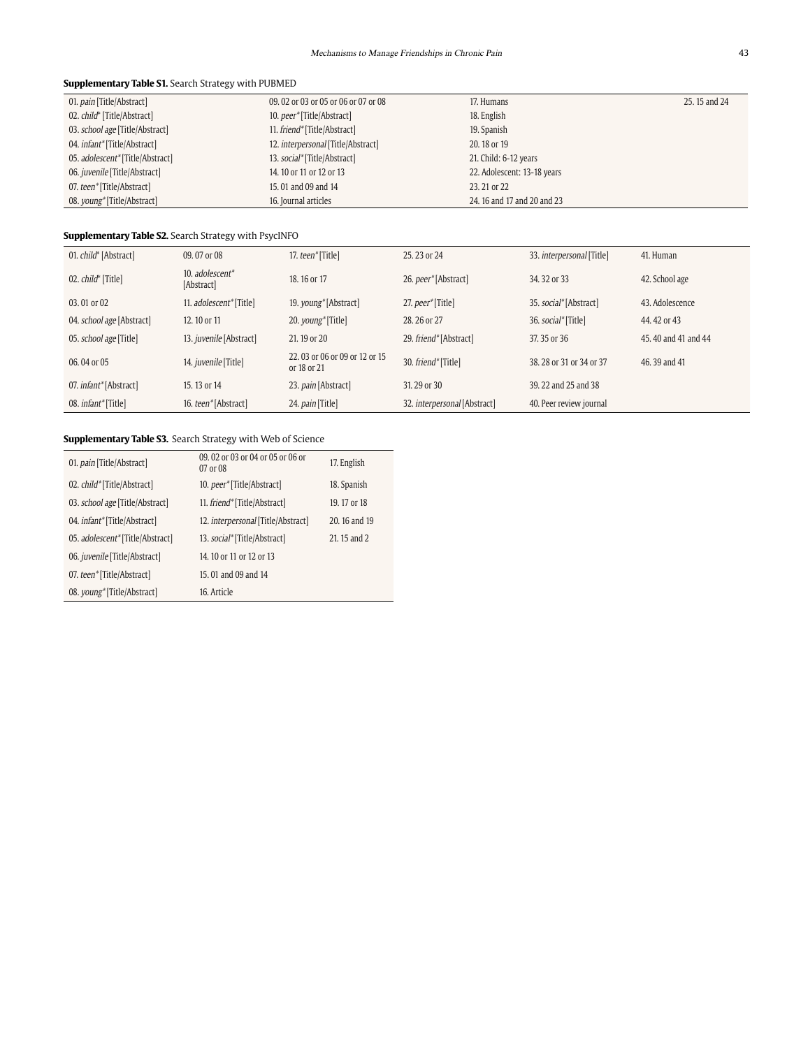**Supplementary Table S1.** Search Strategy with PUBMED

| | | | |
|---|---|---|---|
| 01. *pain* [Title/Abstract] | 09. 02 or 03 or 05 or 06 or 07 or 08 | 17. Humans | 25. 15 and 24 |
| 02. *child** [Title/Abstract] | 10. *peer** [Title/Abstract] | 18. English | |
| 03. *school age* [Title/Abstract] | 11. *friend** [Title/Abstract] | 19. Spanish | |
| 04. *infant** [Title/Abstract] | 12. *interpersonal* [Title/Abstract] | 20. 18 or 19 | |
| 05. *adolescent** [Title/Abstract] | 13. *social** [Title/Abstract] | 21. Child: 6-12 years | |
| 06. *juvenile* [Title/Abstract] | 14. 10 or 11 or 12 or 13 | 22. Adolescent: 13-18 years | |
| 07. *teen** [Title/Abstract] | 15. 01 and 09 and 14 | 23. 21 or 22 | |
| 08. *young** [Title/Abstract] | 16. Journal articles | 24. 16 and 17 and 20 and 23 | |

**Supplementary Table S2.** Search Strategy with PsycINFO

| | | | | | |
|---|---|---|---|---|---|
| 01. *child** [Abstract] | 09. 07 or 08 | 17. *teen** [Title] | 25. 23 or 24 | 33. *interpersonal* [Title] | 41. Human |
| 02. *child** [Title] | 10. *adolescent** [Abstract] | 18. 16 or 17 | 26. *peer** [Abstract] | 34. 32 or 33 | 42. School age |
| 03. 01 or 02 | 11. *adolescent** [Title] | 19. *young** [Abstract] | 27. *peer** [Title] | 35. *social** [Abstract] | 43. Adolescence |
| 04. *school age* [Abstract] | 12. 10 or 11 | 20. *young** [Title] | 28. 26 or 27 | 36. *social** [Title] | 44. 42 or 43 |
| 05. *school age* [Title] | 13. *juvenile* [Abstract] | 21. 19 or 20 | 29. *friend** [Abstract] | 37. 35 or 36 | 45. 40 and 41 and 44 |
| 06. 04 or 05 | 14. *juvenile* [Title] | 22. 03 or 06 or 09 or 12 or 15 or 18 or 21 | 30. *friend** [Title] | 38. 28 or 31 or 34 or 37 | 46. 39 and 41 |
| 07. *infant** [Abstract] | 15. 13 or 14 | 23. *pain* [Abstract] | 31. 29 or 30 | 39. 22 and 25 and 38 | |
| 08. *infant** [Title] | 16. *teen** [Abstract] | 24. *pain* [Title] | 32. *interpersonal* [Abstract] | 40. Peer review journal | |

**Supplementary Table S3.** Search Strategy with Web of Science

| | | |
|---|---|---|
| 01. *pain* [Title/Abstract] | 09. 02 or 03 or 04 or 05 or 06 or 07 or 08 | 17. English |
| 02. *child** [Title/Abstract] | 10. *peer** [Title/Abstract] | 18. Spanish |
| 03. *school age* [Title/Abstract] | 11. *friend** [Title/Abstract] | 19. 17 or 18 |
| 04. *infant** [Title/Abstract] | 12. *interpersonal* [Title/Abstract] | 20. 16 and 19 |
| 05. *adolescent** [Title/Abstract] | 13. *social** [Title/Abstract] | 21. 15 and 2 |
| 06. *juvenile* [Title/Abstract] | 14. 10 or 11 or 12 or 13 | |
| 07. *teen** [Title/Abstract] | 15. 01 and 09 and 14 | |
| 08. *young** [Title/Abstract] | 16. Article | |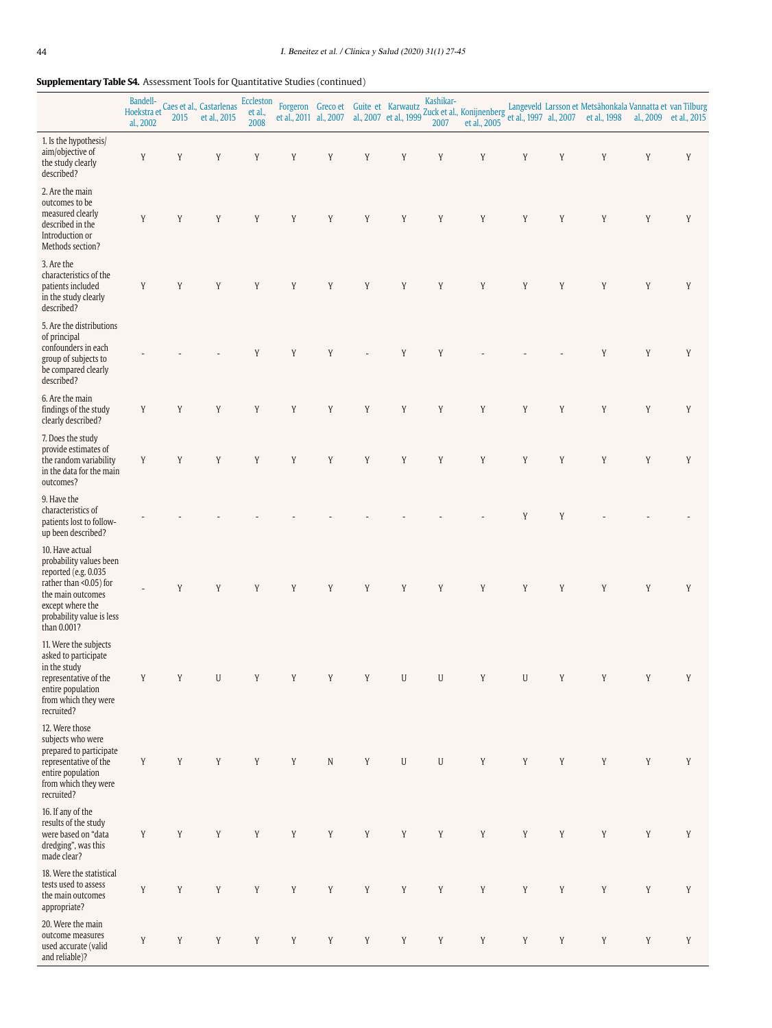**Supplementary Table S4.** Assessment Tools for Quantitative Studies (continued)

| | Bandell-Hoekstra et al., 2002 | Caes et al., 2015 | Castarlenas et al., 2015 | Eccleston et al., 2008 | Forgeron et al., 2011 | Greco et al., 2007 | Guite et al., 2007 | Karwautz et al., 1999 | Kashikar-Zuck et al., 2007 | Konijnenberg et al., 2005 | Langeveld et al., 1997 | Larsson et al., 2007 | Metsähonkala et al., 1998 | Vannatta et al., 2009 | van Tilburg et al., 2015 |
|---|---|---|---|---|---|---|---|---|---|---|---|---|---|---|---|
| 1. Is the hypothesis/aim/objective of the study clearly described? | Y | Y | Y | Y | Y | Y | Y | Y | Y | Y | Y | Y | Y | Y | Y |
| 2. Are the main outcomes to be measured clearly described in the Introduction or Methods section? | Y | Y | Y | Y | Y | Y | Y | Y | Y | Y | Y | Y | Y | Y | Y |
| 3. Are the characteristics of the patients included in the study clearly described? | Y | Y | Y | Y | Y | Y | Y | Y | Y | Y | Y | Y | Y | Y | Y |
| 5. Are the distributions of principal confounders in each group of subjects to be compared clearly described? | - | - | - | Y | Y | Y | - | Y | Y | - | - | - | Y | Y | Y |
| 6. Are the main findings of the study clearly described? | Y | Y | Y | Y | Y | Y | Y | Y | Y | Y | Y | Y | Y | Y | Y |
| 7. Does the study provide estimates of the random variability in the data for the main outcomes? | Y | Y | Y | Y | Y | Y | Y | Y | Y | Y | Y | Y | Y | Y | Y |
| 9. Have the characteristics of patients lost to follow-up been described? | - | - | - | - | - | - | - | - | - | - | Y | Y | - | - | - |
| 10. Have actual probability values been reported (e.g. 0.035 rather than <0.05) for the main outcomes except where the probability value is less than 0.001? | - | Y | Y | Y | Y | Y | Y | Y | Y | Y | Y | Y | Y | Y | Y |
| 11. Were the subjects asked to participate in the study representative of the entire population from which they were recruited? | Y | Y | U | Y | Y | Y | Y | U | U | Y | U | Y | Y | Y | Y |
| 12. Were those subjects who were prepared to participate representative of the entire population from which they were recruited? | Y | Y | Y | Y | Y | N | Y | U | U | Y | Y | Y | Y | Y | Y |
| 16. If any of the results of the study were based on "data dredging", was this made clear? | Y | Y | Y | Y | Y | Y | Y | Y | Y | Y | Y | Y | Y | Y | Y |
| 18. Were the statistical tests used to assess the main outcomes appropriate? | Y | Y | Y | Y | Y | Y | Y | Y | Y | Y | Y | Y | Y | Y | Y |
| 20. Were the main outcome measures used accurate (valid and reliable)? | Y | Y | Y | Y | Y | Y | Y | Y | Y | Y | Y | Y | Y | Y | Y |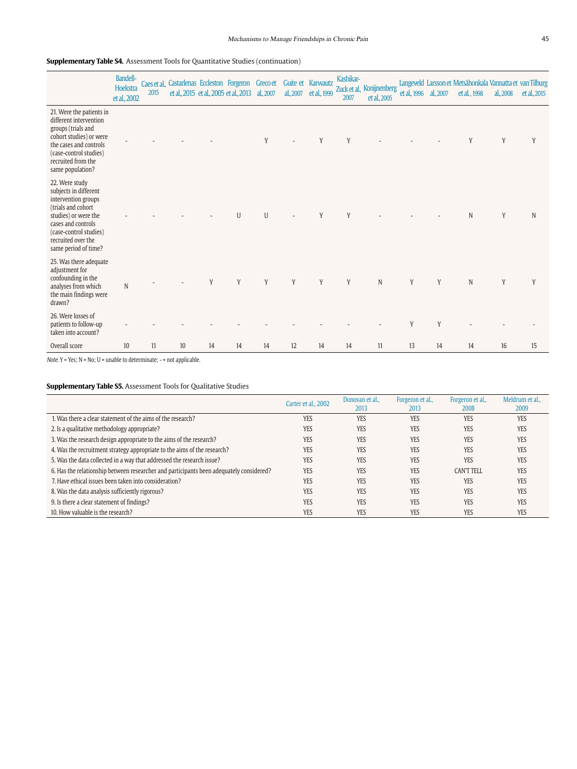**Supplementary Table S4.** Assessment Tools for Quantitative Studies (continuation)

| | Bandell-Hoekstra et al., 2002 | Caes et al., 2015 | Castarlenas et al., 2015 | Eccleston et al., 2005 | Forgeron et al., 2013 | Greco et al., 2007 | Guite et al., 2007 | Karwautz et al., 1999 | Kashikar-Zuck et al., 2007 | Konijnenberg et al., 2005 | Langeveld et al., 1996 | Larsson et al., 2007 | Metsähonkala et al., 1998 | Vannatta et al., 2008 | van Tilburg et al., 2015 |
|---|---|---|---|---|---|---|---|---|---|---|---|---|---|---|---|
| 21. Were the patients in different intervention groups (trials and cohort studies) or were the cases and controls (case-control studies) recruited from the same population? | - | - | - | - | | Y | - | Y | Y | - | - | - | Y | Y | Y |
| 22. Were study subjects in different intervention groups (trials and cohort studies) or were the cases and controls (case-control studies) recruited over the same period of time? | - | - | - | - | U | U | - | Y | Y | - | - | - | N | Y | N |
| 25. Was there adequate adjustment for confounding in the analyses from which the main findings were drawn? | N | - | - | Y | Y | Y | Y | Y | Y | N | Y | Y | N | Y | Y |
| 26. Were losses of patients to follow-up taken into account? | - | - | - | - | - | - | - | - | - | - | Y | Y | - | - | - |
| Overall score | 10 | 11 | 10 | 14 | 14 | 14 | 12 | 14 | 14 | 11 | 13 | 14 | 14 | 16 | 15 |

*Note.* Y = Yes; N = No; U = unable to determinate; - = not applicable.

**Supplementary Table S5.** Assessment Tools for Qualitative Studies

| | Carter et al., 2002 | Donovan et al., 2013 | Forgeron et al., 2013 | Forgeron et al., 2008 | Meldrum et al., 2009 |
|---|---|---|---|---|---|
| 1. Was there a clear statement of the aims of the research? | YES | YES | YES | YES | YES |
| 2. Is a qualitative methodology appropriate? | YES | YES | YES | YES | YES |
| 3. Was the research design appropriate to the aims of the research? | YES | YES | YES | YES | YES |
| 4. Was the recruitment strategy appropriate to the aims of the research? | YES | YES | YES | YES | YES |
| 5. Was the data collected in a way that addressed the research issue? | YES | YES | YES | YES | YES |
| 6. Has the relationship between researcher and participants been adequately considered? | YES | YES | YES | CAN'T TELL | YES |
| 7. Have ethical issues been taken into consideration? | YES | YES | YES | YES | YES |
| 8. Was the data analysis sufficiently rigorous? | YES | YES | YES | YES | YES |
| 9. Is there a clear statement of findings? | YES | YES | YES | YES | YES |
| 10. How valuable is the research? | YES | YES | YES | YES | YES |